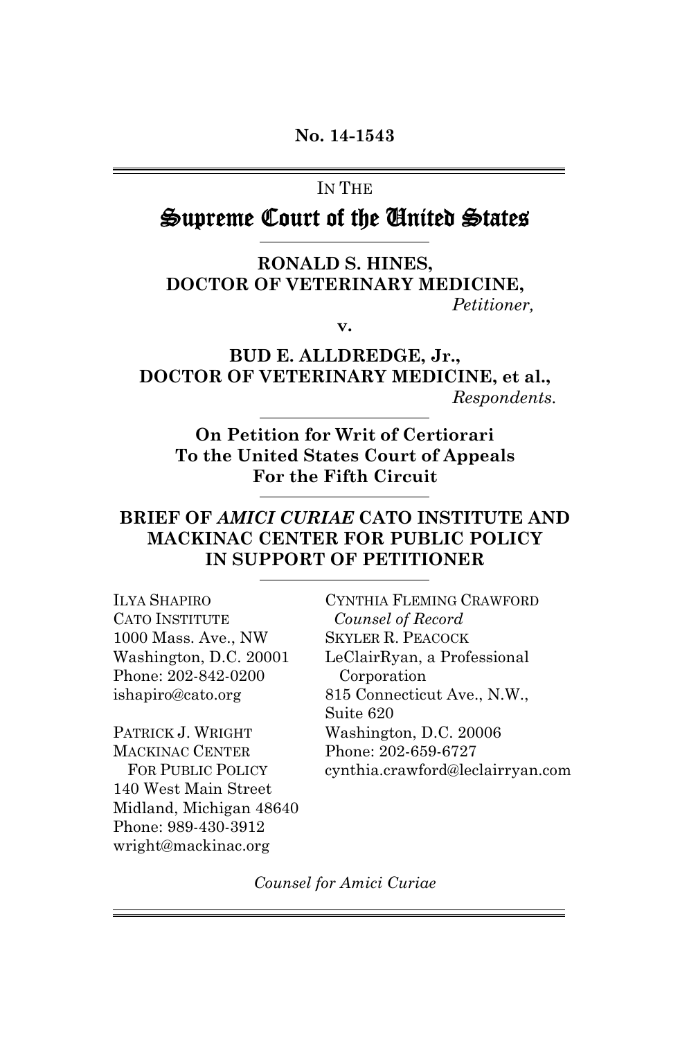**No. 14-1543**

IN THE

# Supreme Court of the United States

**RONALD S. HINES,**
**DOCTOR OF VETERINARY MEDICINE,**
*Petitioner,*

**v.**

**BUD E. ALLDREDGE, Jr.,**
**DOCTOR OF VETERINARY MEDICINE, et al.,**
*Respondents.*

**On Petition for Writ of Certiorari**
**To the United States Court of Appeals**
**For the Fifth Circuit**

**BRIEF OF *AMICI CURIAE* CATO INSTITUTE AND MACKINAC CENTER FOR PUBLIC POLICY IN SUPPORT OF PETITIONER**

ILYA SHAPIRO
CATO INSTITUTE
1000 Mass. Ave., NW
Washington, D.C. 20001
Phone: 202-842-0200
ishapiro@cato.org

PATRICK J. WRIGHT
MACKINAC CENTER
FOR PUBLIC POLICY
140 West Main Street
Midland, Michigan 48640
Phone: 989-430-3912
wright@mackinac.org

CYNTHIA FLEMING CRAWFORD
*Counsel of Record*
SKYLER R. PEACOCK
LeClairRyan, a Professional Corporation
815 Connecticut Ave., N.W., Suite 620
Washington, D.C. 20006
Phone: 202-659-6727
cynthia.crawford@leclairryan.com

*Counsel for Amici Curiae*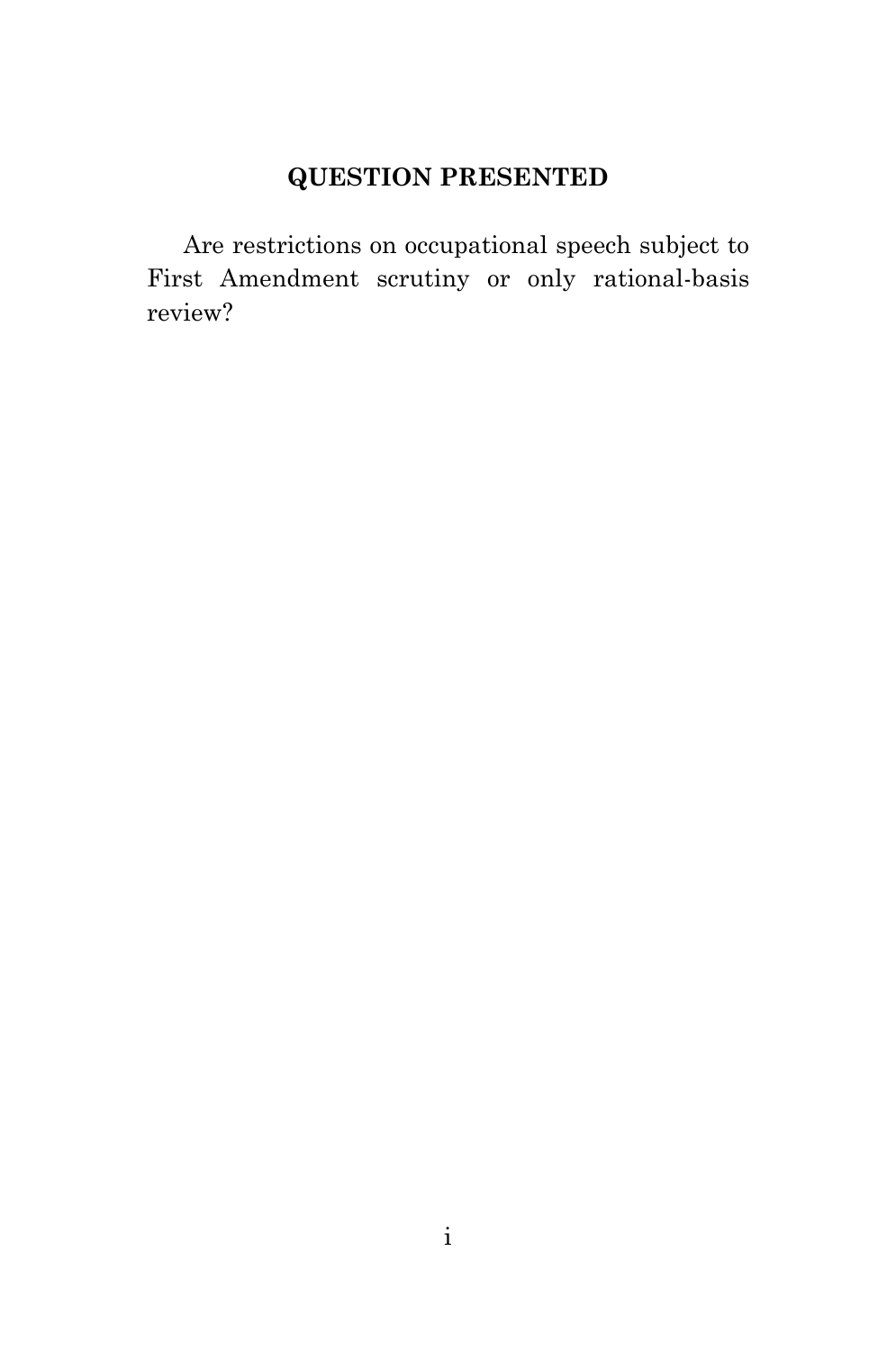## QUESTION PRESENTED

Are restrictions on occupational speech subject to First Amendment scrutiny or only rational-basis review?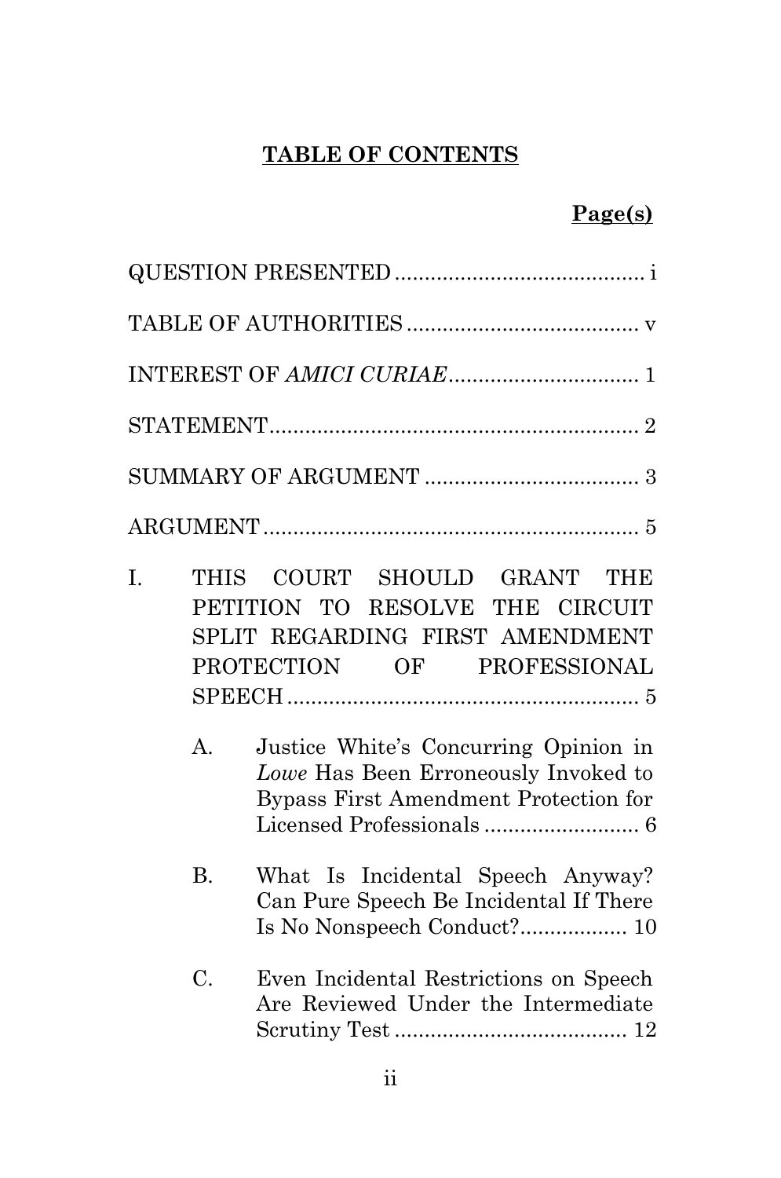# **TABLE OF CONTENTS**

**Page(s)**

QUESTION PRESENTED .......................................... i

TABLE OF AUTHORITIES ...................................... v

INTEREST OF *AMICI CURIAE* ................................ 1

STATEMENT .............................................................. 2

SUMMARY OF ARGUMENT .................................... 3

ARGUMENT ............................................................... 5

I. THIS COURT SHOULD GRANT THE PETITION TO RESOLVE THE CIRCUIT SPLIT REGARDING FIRST AMENDMENT PROTECTION OF PROFESSIONAL SPEECH ........................................................... 5

   A. Justice White's Concurring Opinion in *Lowe* Has Been Erroneously Invoked to Bypass First Amendment Protection for Licensed Professionals .......................... 6

   B. What Is Incidental Speech Anyway? Can Pure Speech Be Incidental If There Is No Nonspeech Conduct? .................. 10

   C. Even Incidental Restrictions on Speech Are Reviewed Under the Intermediate Scrutiny Test ....................................... 12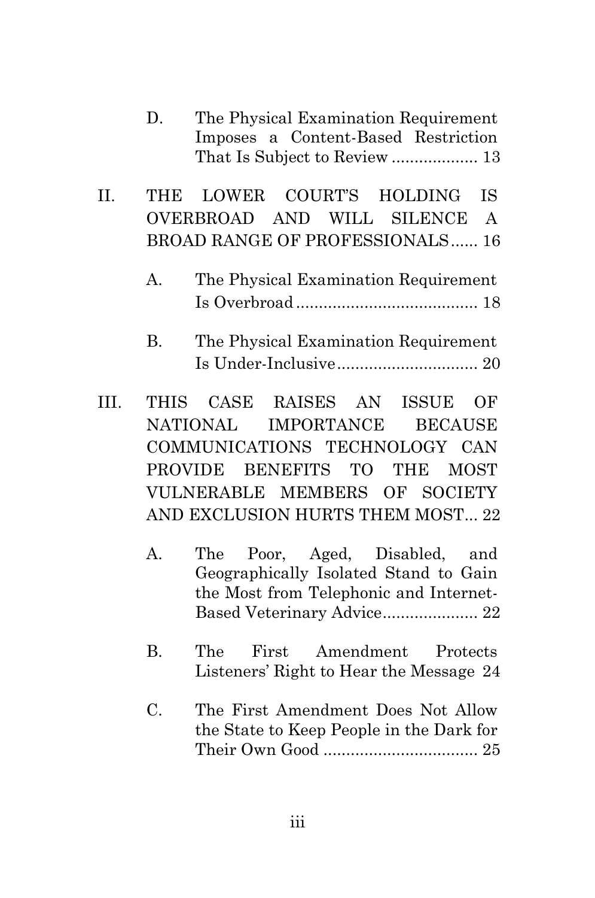D. The Physical Examination Requirement Imposes a Content-Based Restriction That Is Subject to Review .................. 13

II. THE LOWER COURT'S HOLDING IS OVERBROAD AND WILL SILENCE A BROAD RANGE OF PROFESSIONALS ...... 16

A. The Physical Examination Requirement Is Overbroad ....................................... 18

B. The Physical Examination Requirement Is Under-Inclusive ............................... 20

III. THIS CASE RAISES AN ISSUE OF NATIONAL IMPORTANCE BECAUSE COMMUNICATIONS TECHNOLOGY CAN PROVIDE BENEFITS TO THE MOST VULNERABLE MEMBERS OF SOCIETY AND EXCLUSION HURTS THEM MOST... 22

A. The Poor, Aged, Disabled, and Geographically Isolated Stand to Gain the Most from Telephonic and Internet-Based Veterinary Advice ..................... 22

B. The First Amendment Protects Listeners' Right to Hear the Message 24

C. The First Amendment Does Not Allow the State to Keep People in the Dark for Their Own Good .................................. 25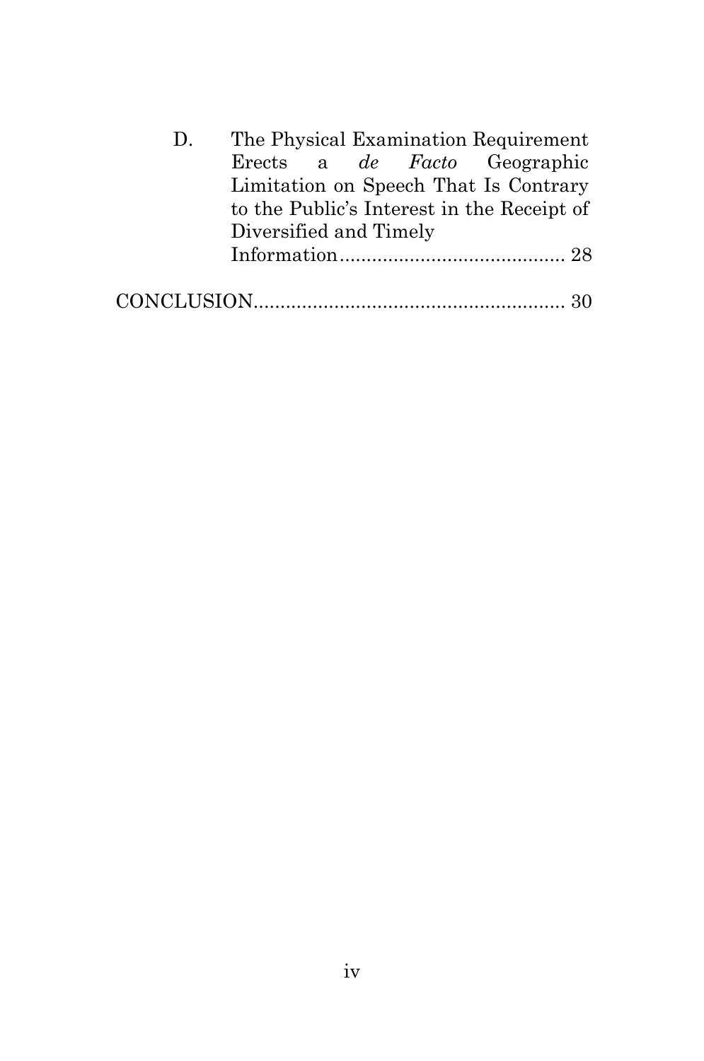D. The Physical Examination Requirement Erects a *de Facto* Geographic Limitation on Speech That Is Contrary to the Public's Interest in the Receipt of Diversified and Timely Information.......................................... 28

CONCLUSION.......................................................... 30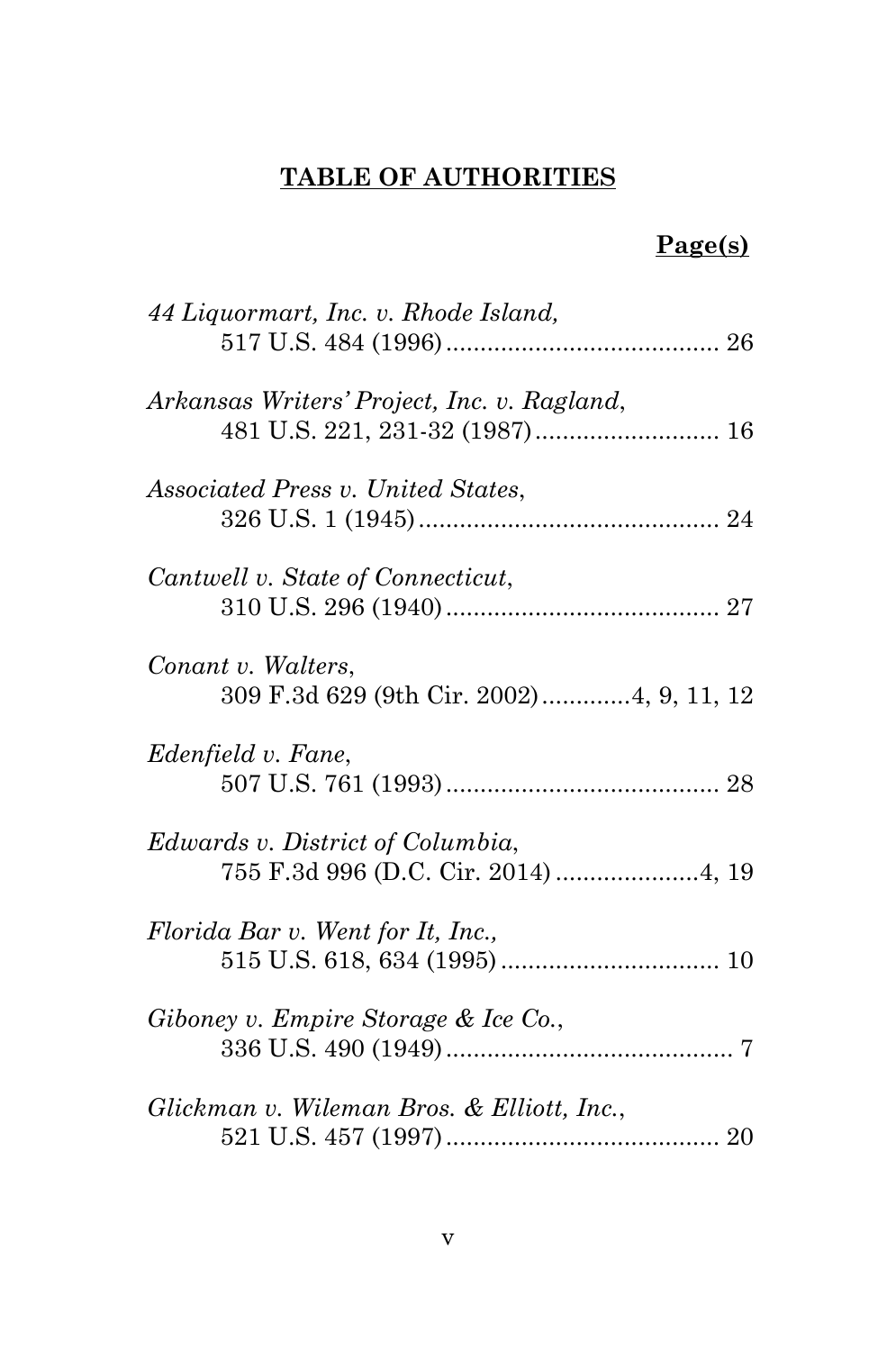## TABLE OF AUTHORITIES

**Page(s)**

*44 Liquormart, Inc. v. Rhode Island*,
517 U.S. 484 (1996) ........................................ 26

*Arkansas Writers' Project, Inc. v. Ragland*,
481 U.S. 221, 231-32 (1987) ........................... 16

*Associated Press v. United States*,
326 U.S. 1 (1945) ............................................ 24

*Cantwell v. State of Connecticut*,
310 U.S. 296 (1940) ........................................ 27

*Conant v. Walters*,
309 F.3d 629 (9th Cir. 2002) ............4, 9, 11, 12

*Edenfield v. Fane*,
507 U.S. 761 (1993) ........................................ 28

*Edwards v. District of Columbia*,
755 F.3d 996 (D.C. Cir. 2014) .....................4, 19

*Florida Bar v. Went for It, Inc.*,
515 U.S. 618, 634 (1995) ................................ 10

*Giboney v. Empire Storage & Ice Co.*,
336 U.S. 490 (1949) .......................................... 7

*Glickman v. Wileman Bros. & Elliott, Inc.*,
521 U.S. 457 (1997) ........................................ 20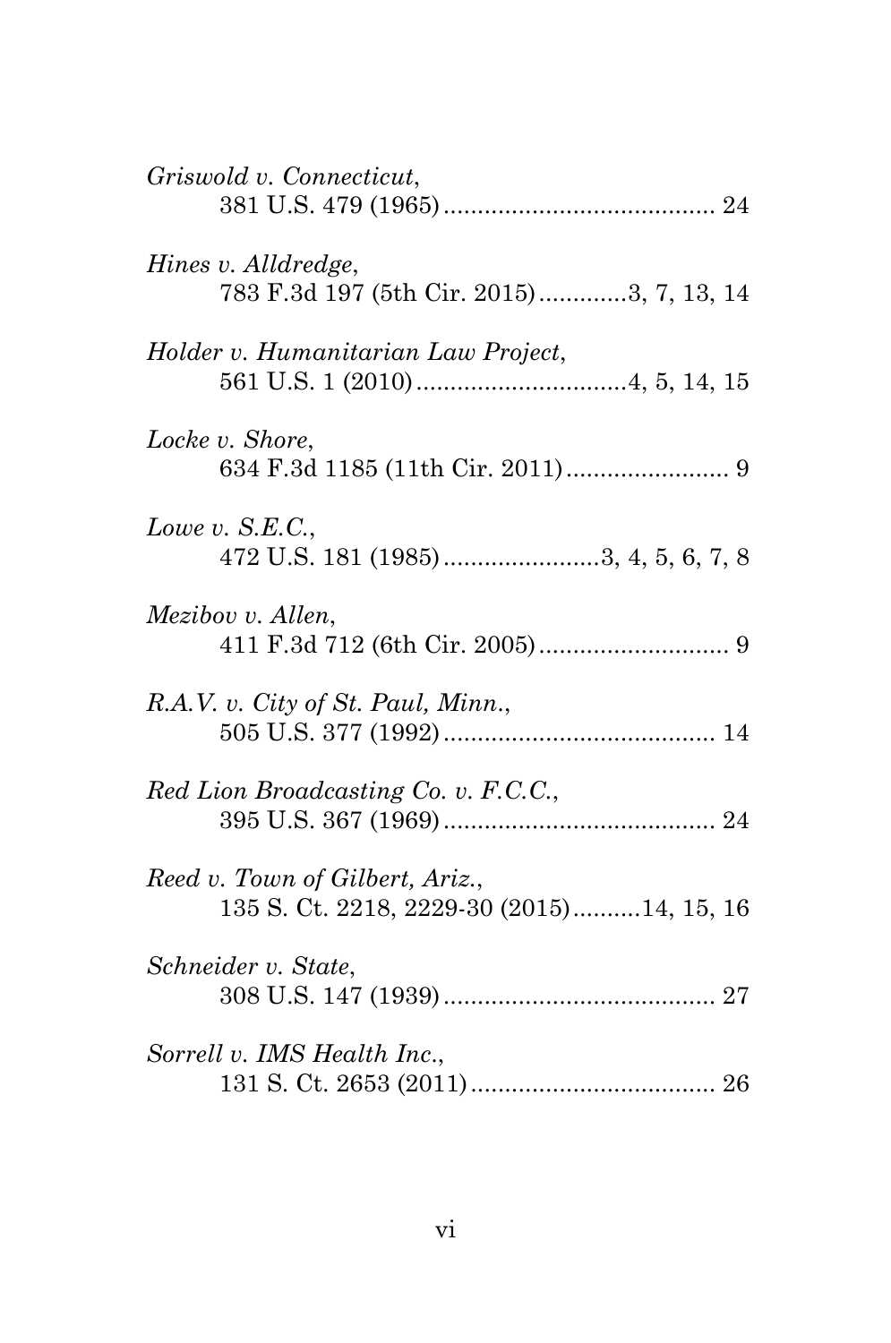*Griswold v. Connecticut*,
381 U.S. 479 (1965) ........................................ 24

*Hines v. Alldredge*,
783 F.3d 197 (5th Cir. 2015) .............3, 7, 13, 14

*Holder v. Humanitarian Law Project*,
561 U.S. 1 (2010) ...............................4, 5, 14, 15

*Locke v. Shore*,
634 F.3d 1185 (11th Cir. 2011) ........................ 9

*Lowe v. S.E.C.*,
472 U.S. 181 (1985) .......................3, 4, 5, 6, 7, 8

*Mezibov v. Allen*,
411 F.3d 712 (6th Cir. 2005) ............................ 9

*R.A.V. v. City of St. Paul, Minn.*,
505 U.S. 377 (1992) ........................................ 14

*Red Lion Broadcasting Co. v. F.C.C.*,
395 U.S. 367 (1969) ........................................ 24

*Reed v. Town of Gilbert, Ariz.*,
135 S. Ct. 2218, 2229-30 (2015) ..........14, 15, 16

*Schneider v. State*,
308 U.S. 147 (1939) ........................................ 27

*Sorrell v. IMS Health Inc.*,
131 S. Ct. 2653 (2011) .................................... 26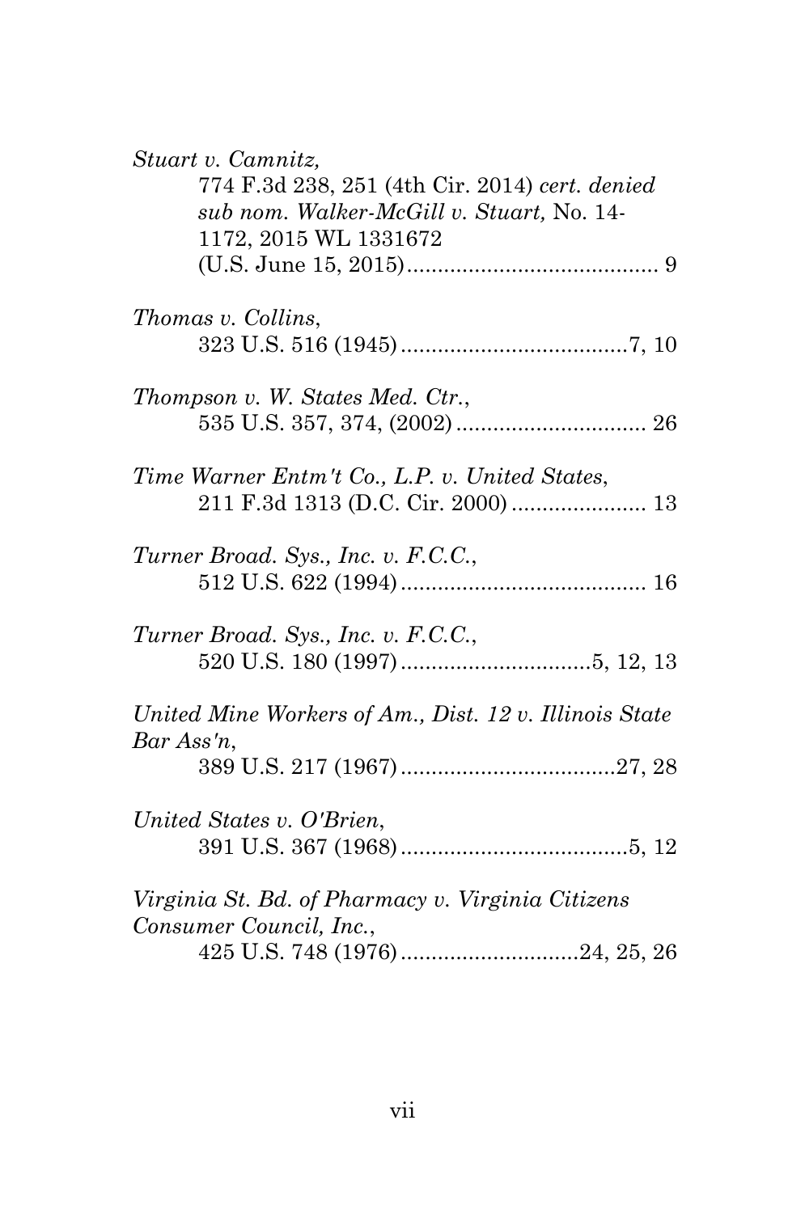*Stuart v. Camnitz*,
774 F.3d 238, 251 (4th Cir. 2014) *cert. denied sub nom. Walker-McGill v. Stuart,* No. 14-1172, 2015 WL 1331672 (U.S. June 15, 2015)........................................ 9

*Thomas v. Collins*,
323 U.S. 516 (1945)....................................7, 10

*Thompson v. W. States Med. Ctr.*,
535 U.S. 357, 374, (2002).............................. 26

*Time Warner Entm't Co., L.P. v. United States*,
211 F.3d 1313 (D.C. Cir. 2000)...................... 13

*Turner Broad. Sys., Inc. v. F.C.C.*,
512 U.S. 622 (1994)....................................... 16

*Turner Broad. Sys., Inc. v. F.C.C.*,
520 U.S. 180 (1997)..............................5, 12, 13

*United Mine Workers of Am., Dist. 12 v. Illinois State Bar Ass'n*,
389 U.S. 217 (1967)..................................27, 28

*United States v. O'Brien*,
391 U.S. 367 (1968)....................................5, 12

*Virginia St. Bd. of Pharmacy v. Virginia Citizens Consumer Council, Inc.*,
425 U.S. 748 (1976)............................24, 25, 26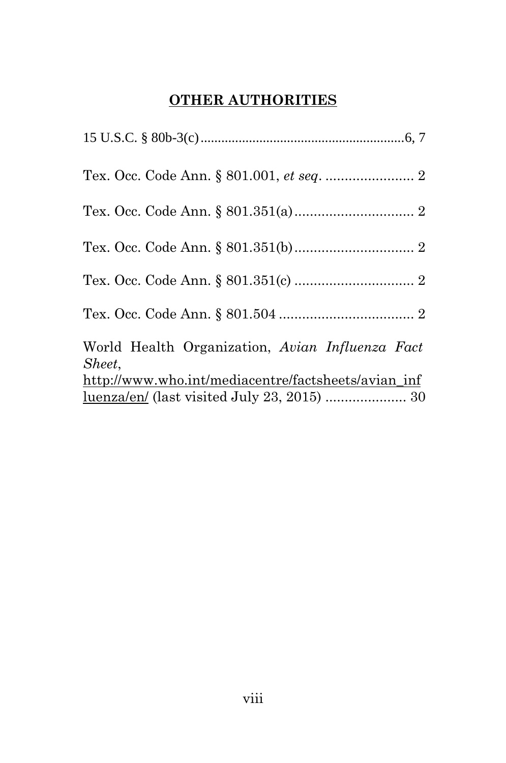## OTHER AUTHORITIES

15 U.S.C. § 80b-3(c) ........................................................... 6, 7

Tex. Occ. Code Ann. § 801.001, *et seq*. ....................... 2

Tex. Occ. Code Ann. § 801.351(a) ............................... 2

Tex. Occ. Code Ann. § 801.351(b) ............................... 2

Tex. Occ. Code Ann. § 801.351(c) ............................... 2

Tex. Occ. Code Ann. § 801.504 ................................... 2

World Health Organization, *Avian Influenza Fact Sheet*, http://www.who.int/mediacentre/factsheets/avian_influenza/en/ (last visited July 23, 2015) ..................... 30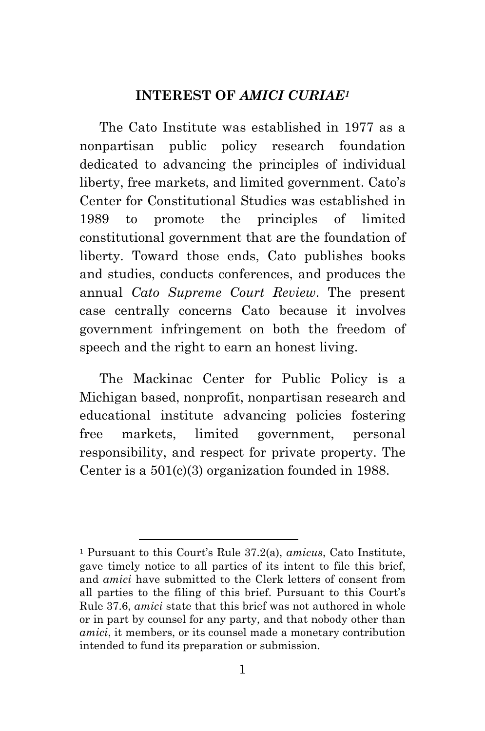## INTEREST OF *AMICI CURIAE*[1]

The Cato Institute was established in 1977 as a nonpartisan public policy research foundation dedicated to advancing the principles of individual liberty, free markets, and limited government. Cato's Center for Constitutional Studies was established in 1989 to promote the principles of limited constitutional government that are the foundation of liberty. Toward those ends, Cato publishes books and studies, conducts conferences, and produces the annual *Cato Supreme Court Review*. The present case centrally concerns Cato because it involves government infringement on both the freedom of speech and the right to earn an honest living.

The Mackinac Center for Public Policy is a Michigan based, nonprofit, nonpartisan research and educational institute advancing policies fostering free markets, limited government, personal responsibility, and respect for private property. The Center is a 501(c)(3) organization founded in 1988.

---

[1] Pursuant to this Court's Rule 37.2(a), *amicus*, Cato Institute, gave timely notice to all parties of its intent to file this brief, and *amici* have submitted to the Clerk letters of consent from all parties to the filing of this brief. Pursuant to this Court's Rule 37.6, *amici* state that this brief was not authored in whole or in part by counsel for any party, and that nobody other than *amici*, it members, or its counsel made a monetary contribution intended to fund its preparation or submission.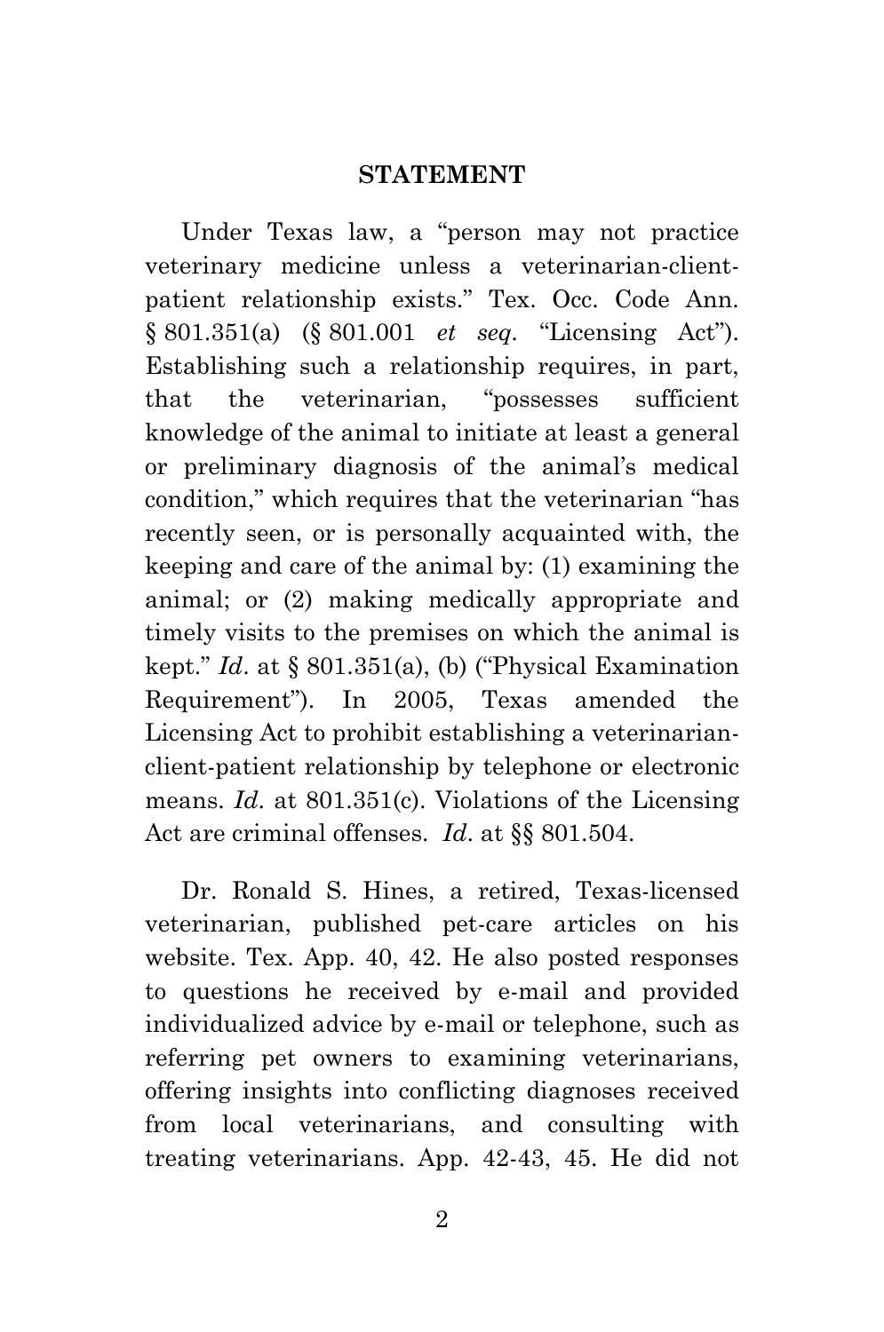## STATEMENT

Under Texas law, a "person may not practice veterinary medicine unless a veterinarian-client-patient relationship exists." Tex. Occ. Code Ann. § 801.351(a) (§ 801.001 *et seq*. "Licensing Act"). Establishing such a relationship requires, in part, that the veterinarian, "possesses sufficient knowledge of the animal to initiate at least a general or preliminary diagnosis of the animal's medical condition," which requires that the veterinarian "has recently seen, or is personally acquainted with, the keeping and care of the animal by: (1) examining the animal; or (2) making medically appropriate and timely visits to the premises on which the animal is kept." *Id*. at § 801.351(a), (b) ("Physical Examination Requirement"). In 2005, Texas amended the Licensing Act to prohibit establishing a veterinarian-client-patient relationship by telephone or electronic means. *Id*. at 801.351(c). Violations of the Licensing Act are criminal offenses. *Id*. at §§ 801.504.

Dr. Ronald S. Hines, a retired, Texas-licensed veterinarian, published pet-care articles on his website. Tex. App. 40, 42. He also posted responses to questions he received by e-mail and provided individualized advice by e-mail or telephone, such as referring pet owners to examining veterinarians, offering insights into conflicting diagnoses received from local veterinarians, and consulting with treating veterinarians. App. 42-43, 45. He did not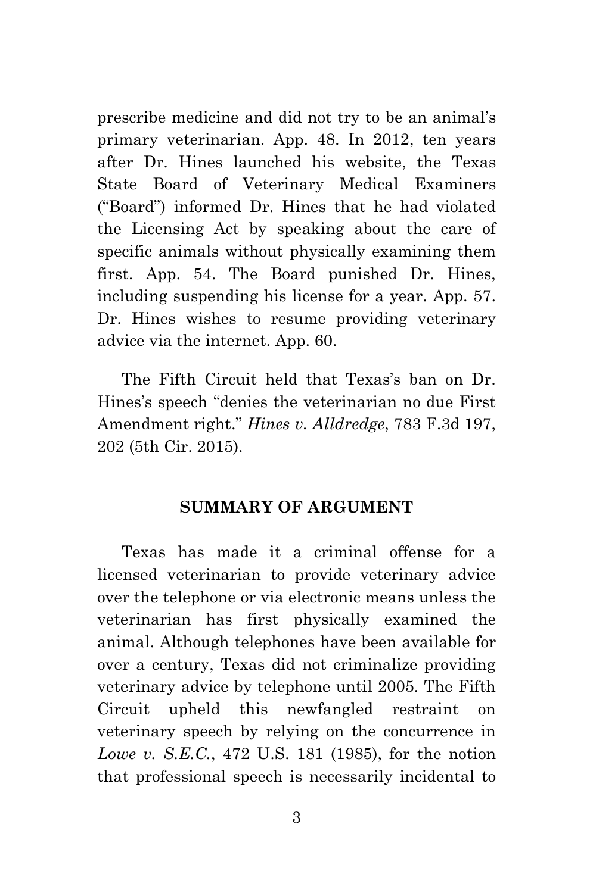prescribe medicine and did not try to be an animal's primary veterinarian. App. 48. In 2012, ten years after Dr. Hines launched his website, the Texas State Board of Veterinary Medical Examiners ("Board") informed Dr. Hines that he had violated the Licensing Act by speaking about the care of specific animals without physically examining them first. App. 54. The Board punished Dr. Hines, including suspending his license for a year. App. 57. Dr. Hines wishes to resume providing veterinary advice via the internet. App. 60.

The Fifth Circuit held that Texas's ban on Dr. Hines's speech "denies the veterinarian no due First Amendment right." *Hines v. Alldredge*, 783 F.3d 197, 202 (5th Cir. 2015).

## SUMMARY OF ARGUMENT

Texas has made it a criminal offense for a licensed veterinarian to provide veterinary advice over the telephone or via electronic means unless the veterinarian has first physically examined the animal. Although telephones have been available for over a century, Texas did not criminalize providing veterinary advice by telephone until 2005. The Fifth Circuit upheld this newfangled restraint on veterinary speech by relying on the concurrence in *Lowe v. S.E.C.*, 472 U.S. 181 (1985), for the notion that professional speech is necessarily incidental to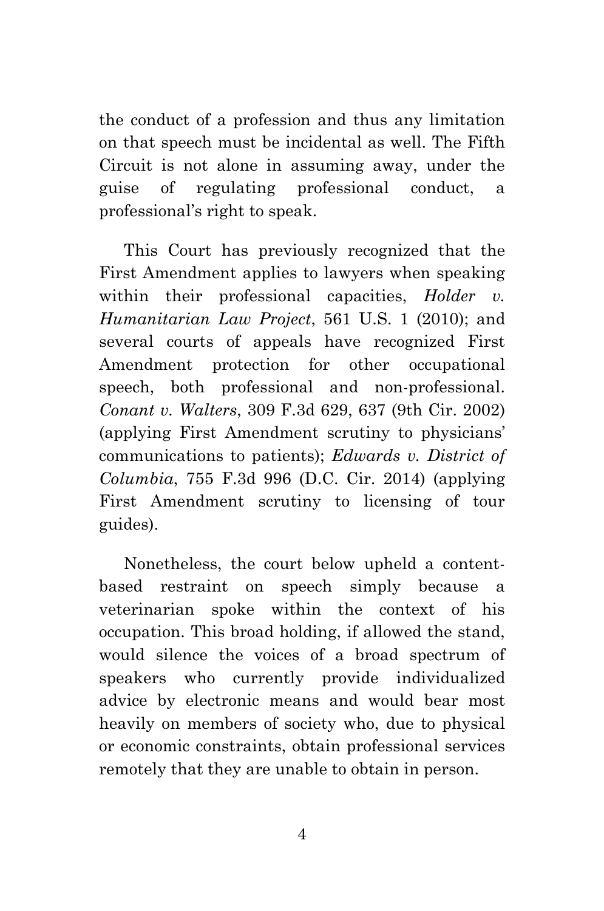the conduct of a profession and thus any limitation on that speech must be incidental as well. The Fifth Circuit is not alone in assuming away, under the guise of regulating professional conduct, a professional's right to speak.

This Court has previously recognized that the First Amendment applies to lawyers when speaking within their professional capacities, *Holder v. Humanitarian Law Project*, 561 U.S. 1 (2010); and several courts of appeals have recognized First Amendment protection for other occupational speech, both professional and non-professional. *Conant v. Walters*, 309 F.3d 629, 637 (9th Cir. 2002) (applying First Amendment scrutiny to physicians' communications to patients); *Edwards v. District of Columbia*, 755 F.3d 996 (D.C. Cir. 2014) (applying First Amendment scrutiny to licensing of tour guides).

Nonetheless, the court below upheld a content-based restraint on speech simply because a veterinarian spoke within the context of his occupation. This broad holding, if allowed the stand, would silence the voices of a broad spectrum of speakers who currently provide individualized advice by electronic means and would bear most heavily on members of society who, due to physical or economic constraints, obtain professional services remotely that they are unable to obtain in person.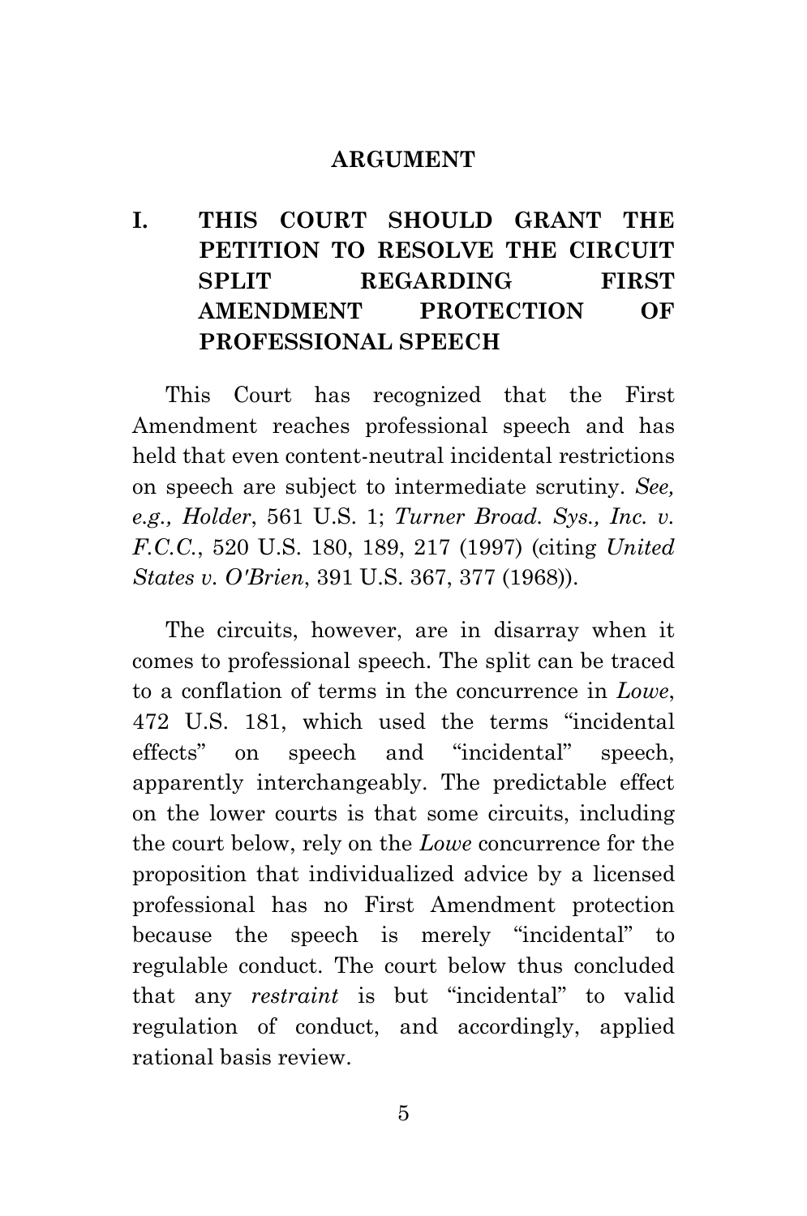# ARGUMENT

## I. THIS COURT SHOULD GRANT THE PETITION TO RESOLVE THE CIRCUIT SPLIT REGARDING FIRST AMENDMENT PROTECTION OF PROFESSIONAL SPEECH

This Court has recognized that the First Amendment reaches professional speech and has held that even content-neutral incidental restrictions on speech are subject to intermediate scrutiny. *See, e.g., Holder*, 561 U.S. 1; *Turner Broad. Sys., Inc. v. F.C.C.*, 520 U.S. 180, 189, 217 (1997) (citing *United States v. O'Brien*, 391 U.S. 367, 377 (1968)).

The circuits, however, are in disarray when it comes to professional speech. The split can be traced to a conflation of terms in the concurrence in *Lowe*, 472 U.S. 181, which used the terms "incidental effects" on speech and "incidental" speech, apparently interchangeably. The predictable effect on the lower courts is that some circuits, including the court below, rely on the *Lowe* concurrence for the proposition that individualized advice by a licensed professional has no First Amendment protection because the speech is merely "incidental" to regulable conduct. The court below thus concluded that any *restraint* is but "incidental" to valid regulation of conduct, and accordingly, applied rational basis review.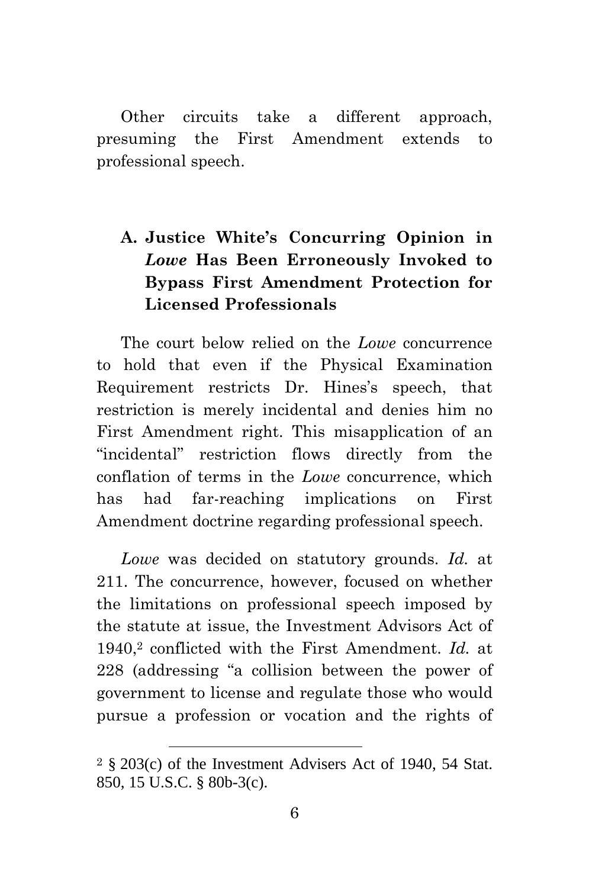Other circuits take a different approach, presuming the First Amendment extends to professional speech.

### A. Justice White's Concurring Opinion in *Lowe* Has Been Erroneously Invoked to Bypass First Amendment Protection for Licensed Professionals

The court below relied on the *Lowe* concurrence to hold that even if the Physical Examination Requirement restricts Dr. Hines's speech, that restriction is merely incidental and denies him no First Amendment right. This misapplication of an "incidental" restriction flows directly from the conflation of terms in the *Lowe* concurrence, which has had far-reaching implications on First Amendment doctrine regarding professional speech.

*Lowe* was decided on statutory grounds. *Id.* at 211. The concurrence, however, focused on whether the limitations on professional speech imposed by the statute at issue, the Investment Advisors Act of 1940,[2] conflicted with the First Amendment. *Id.* at 228 (addressing "a collision between the power of government to license and regulate those who would pursue a profession or vocation and the rights of

[2] § 203(c) of the Investment Advisers Act of 1940, 54 Stat. 850, 15 U.S.C. § 80b-3(c).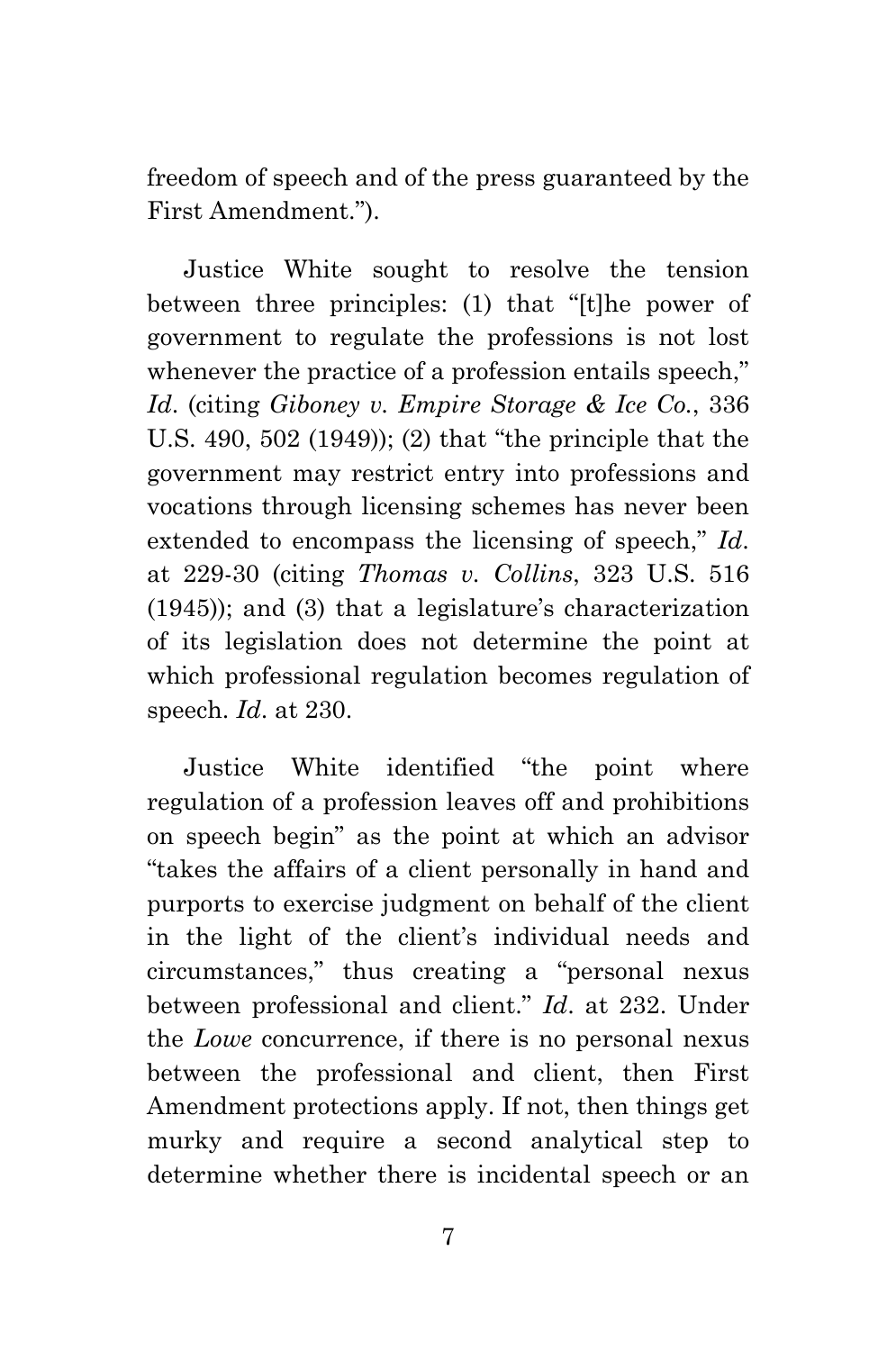freedom of speech and of the press guaranteed by the First Amendment.").

Justice White sought to resolve the tension between three principles: (1) that "[t]he power of government to regulate the professions is not lost whenever the practice of a profession entails speech," *Id*. (citing *Giboney v. Empire Storage & Ice Co.*, 336 U.S. 490, 502 (1949)); (2) that "the principle that the government may restrict entry into professions and vocations through licensing schemes has never been extended to encompass the licensing of speech," *Id*. at 229-30 (citing *Thomas v. Collins*, 323 U.S. 516 (1945)); and (3) that a legislature's characterization of its legislation does not determine the point at which professional regulation becomes regulation of speech. *Id*. at 230.

Justice White identified "the point where regulation of a profession leaves off and prohibitions on speech begin" as the point at which an advisor "takes the affairs of a client personally in hand and purports to exercise judgment on behalf of the client in the light of the client's individual needs and circumstances," thus creating a "personal nexus between professional and client." *Id*. at 232. Under the *Lowe* concurrence, if there is no personal nexus between the professional and client, then First Amendment protections apply. If not, then things get murky and require a second analytical step to determine whether there is incidental speech or an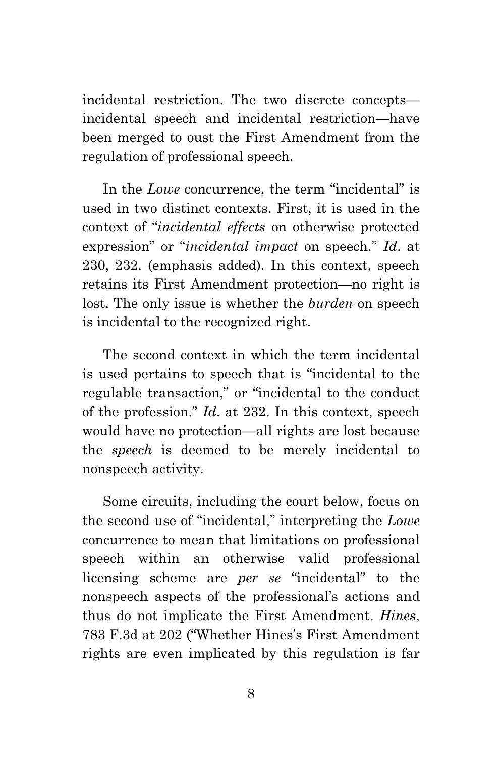incidental restriction. The two discrete concepts—incidental speech and incidental restriction—have been merged to oust the First Amendment from the regulation of professional speech.

In the *Lowe* concurrence, the term "incidental" is used in two distinct contexts. First, it is used in the context of "*incidental effects* on otherwise protected expression" or "*incidental impact* on speech." *Id*. at 230, 232. (emphasis added). In this context, speech retains its First Amendment protection—no right is lost. The only issue is whether the *burden* on speech is incidental to the recognized right.

The second context in which the term incidental is used pertains to speech that is "incidental to the regulable transaction," or "incidental to the conduct of the profession." *Id*. at 232. In this context, speech would have no protection—all rights are lost because the *speech* is deemed to be merely incidental to nonspeech activity.

Some circuits, including the court below, focus on the second use of "incidental," interpreting the *Lowe* concurrence to mean that limitations on professional speech within an otherwise valid professional licensing scheme are *per se* "incidental" to the nonspeech aspects of the professional's actions and thus do not implicate the First Amendment. *Hines*, 783 F.3d at 202 ("Whether Hines's First Amendment rights are even implicated by this regulation is far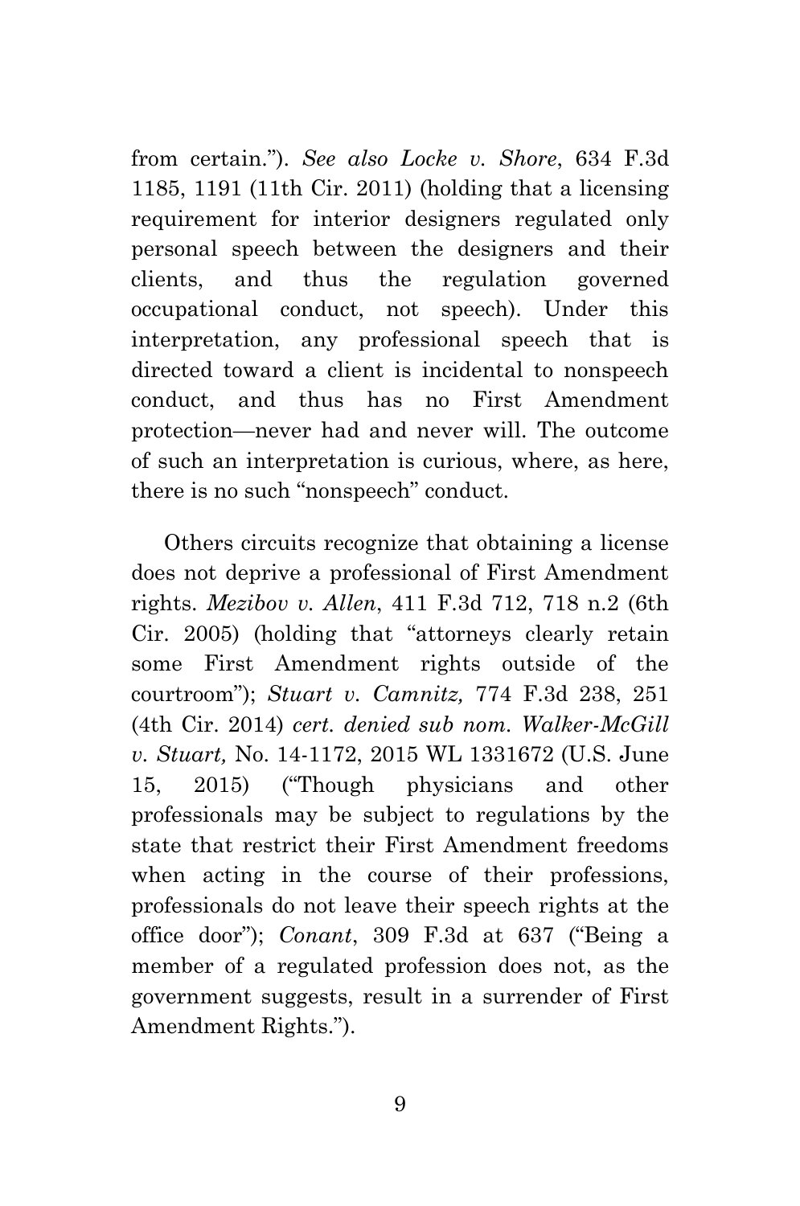from certain."). *See also Locke v. Shore*, 634 F.3d 1185, 1191 (11th Cir. 2011) (holding that a licensing requirement for interior designers regulated only personal speech between the designers and their clients, and thus the regulation governed occupational conduct, not speech). Under this interpretation, any professional speech that is directed toward a client is incidental to nonspeech conduct, and thus has no First Amendment protection—never had and never will. The outcome of such an interpretation is curious, where, as here, there is no such "nonspeech" conduct.

Others circuits recognize that obtaining a license does not deprive a professional of First Amendment rights. *Mezibov v. Allen*, 411 F.3d 712, 718 n.2 (6th Cir. 2005) (holding that "attorneys clearly retain some First Amendment rights outside of the courtroom"); *Stuart v. Camnitz,* 774 F.3d 238, 251 (4th Cir. 2014) *cert. denied sub nom. Walker-McGill v. Stuart,* No. 14-1172, 2015 WL 1331672 (U.S. June 15, 2015) ("Though physicians and other professionals may be subject to regulations by the state that restrict their First Amendment freedoms when acting in the course of their professions, professionals do not leave their speech rights at the office door"); *Conant*, 309 F.3d at 637 ("Being a member of a regulated profession does not, as the government suggests, result in a surrender of First Amendment Rights.").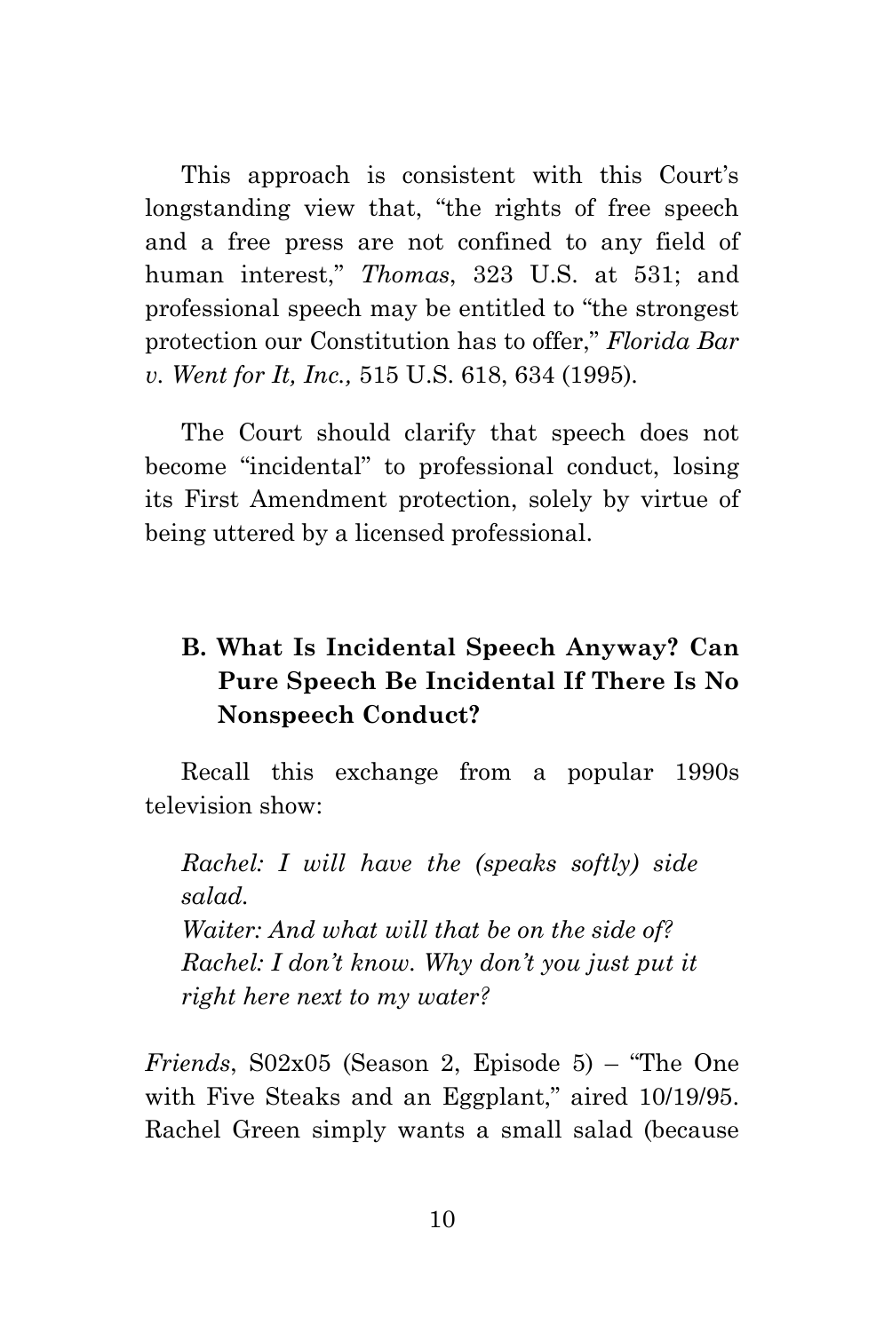This approach is consistent with this Court's longstanding view that, "the rights of free speech and a free press are not confined to any field of human interest," *Thomas*, 323 U.S. at 531; and professional speech may be entitled to "the strongest protection our Constitution has to offer," *Florida Bar v. Went for It, Inc.,* 515 U.S. 618, 634 (1995).

The Court should clarify that speech does not become "incidental" to professional conduct, losing its First Amendment protection, solely by virtue of being uttered by a licensed professional.

### B. What Is Incidental Speech Anyway? Can Pure Speech Be Incidental If There Is No Nonspeech Conduct?

Recall this exchange from a popular 1990s television show:

> *Rachel: I will have the (speaks softly) side salad.*
> *Waiter: And what will that be on the side of?*
> *Rachel: I don't know. Why don't you just put it right here next to my water?*

*Friends*, S02x05 (Season 2, Episode 5) – "The One with Five Steaks and an Eggplant," aired 10/19/95. Rachel Green simply wants a small salad (because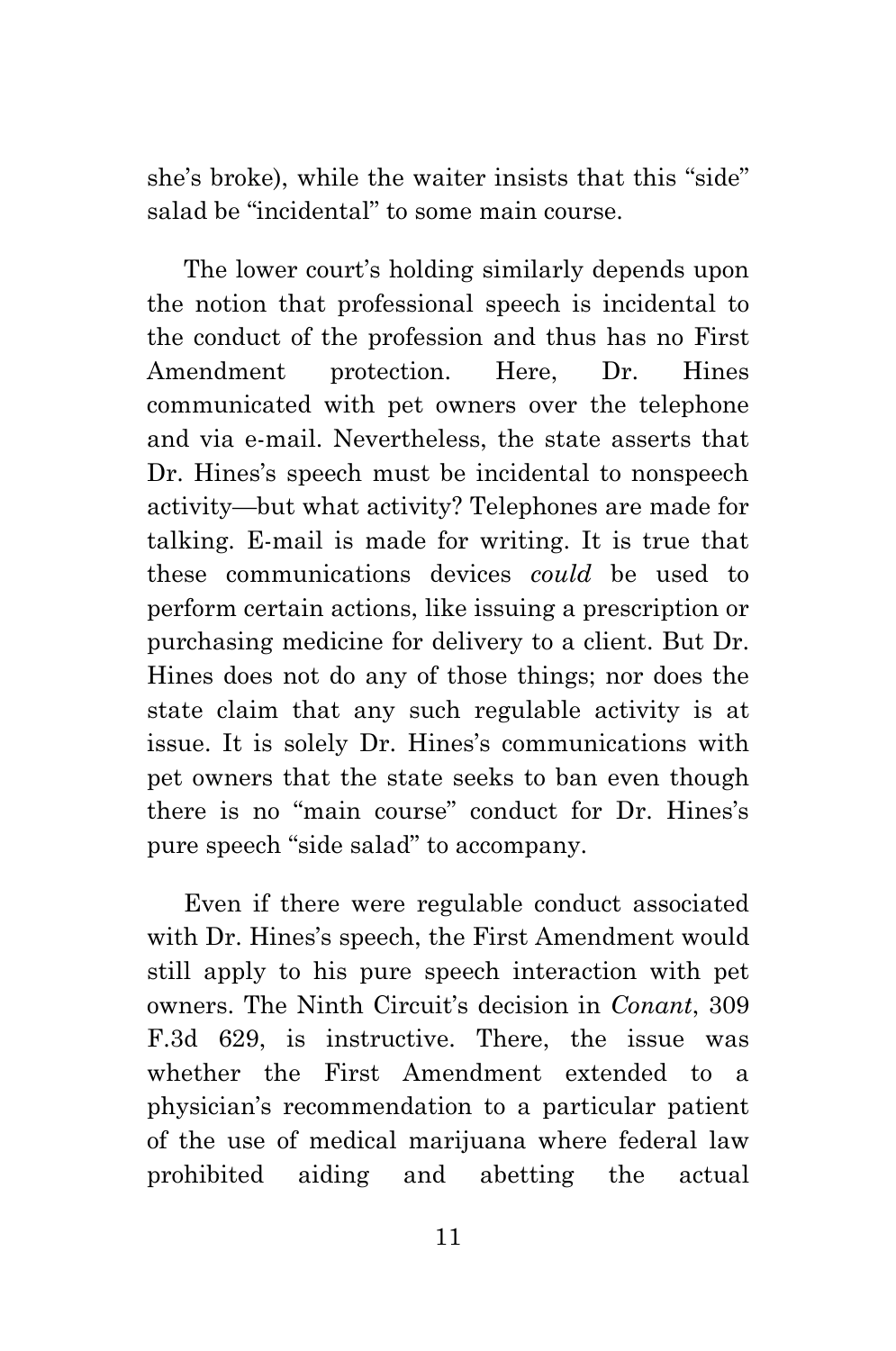she's broke), while the waiter insists that this "side" salad be "incidental" to some main course.

The lower court's holding similarly depends upon the notion that professional speech is incidental to the conduct of the profession and thus has no First Amendment protection. Here, Dr. Hines communicated with pet owners over the telephone and via e-mail. Nevertheless, the state asserts that Dr. Hines's speech must be incidental to nonspeech activity—but what activity? Telephones are made for talking. E-mail is made for writing. It is true that these communications devices *could* be used to perform certain actions, like issuing a prescription or purchasing medicine for delivery to a client. But Dr. Hines does not do any of those things; nor does the state claim that any such regulable activity is at issue. It is solely Dr. Hines's communications with pet owners that the state seeks to ban even though there is no "main course" conduct for Dr. Hines's pure speech "side salad" to accompany.

Even if there were regulable conduct associated with Dr. Hines's speech, the First Amendment would still apply to his pure speech interaction with pet owners. The Ninth Circuit's decision in *Conant*, 309 F.3d 629, is instructive. There, the issue was whether the First Amendment extended to a physician's recommendation to a particular patient of the use of medical marijuana where federal law prohibited aiding and abetting the actual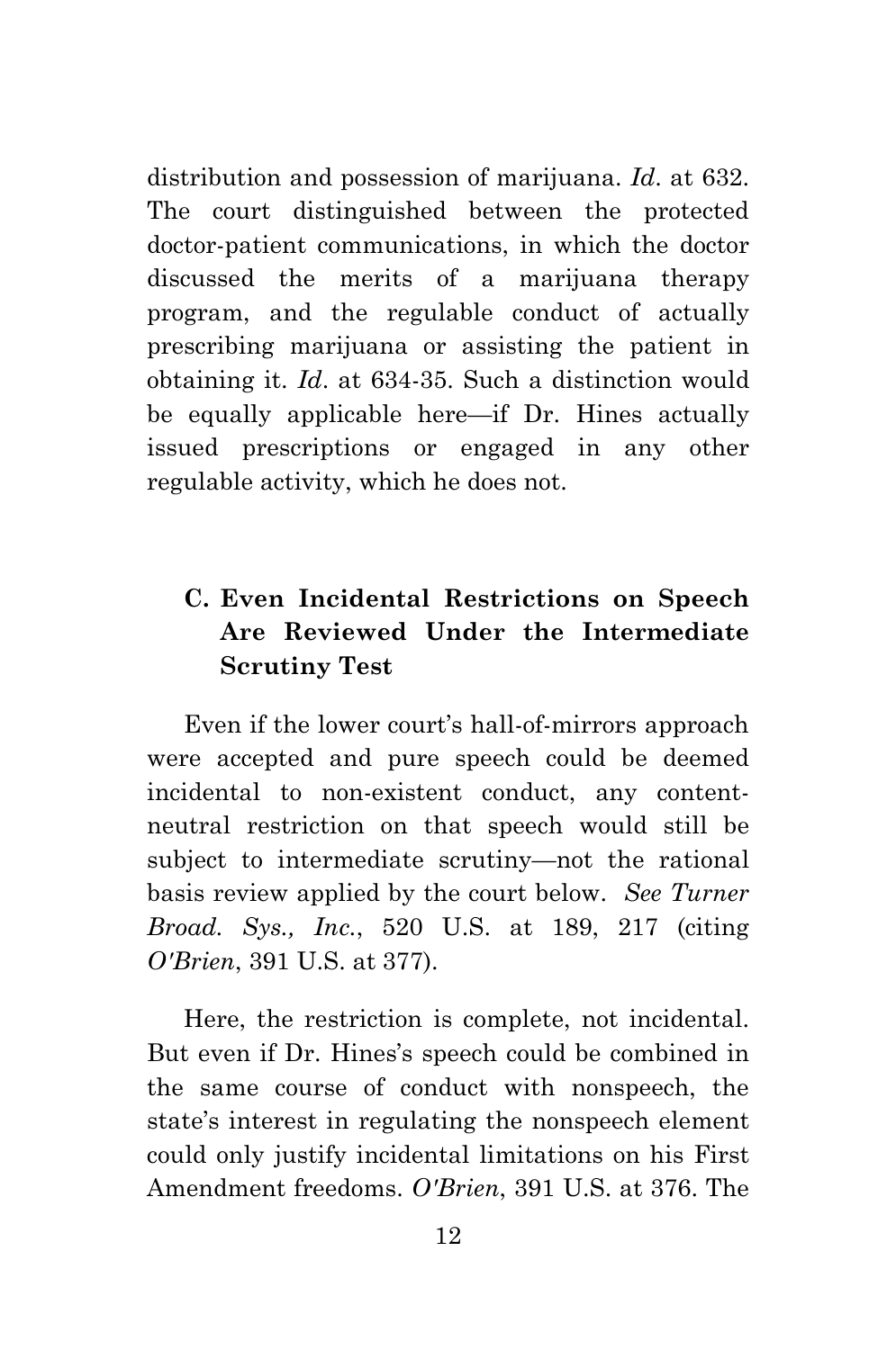distribution and possession of marijuana. *Id.* at 632. The court distinguished between the protected doctor-patient communications, in which the doctor discussed the merits of a marijuana therapy program, and the regulable conduct of actually prescribing marijuana or assisting the patient in obtaining it. *Id.* at 634-35. Such a distinction would be equally applicable here—if Dr. Hines actually issued prescriptions or engaged in any other regulable activity, which he does not.

### C. Even Incidental Restrictions on Speech Are Reviewed Under the Intermediate Scrutiny Test

Even if the lower court's hall-of-mirrors approach were accepted and pure speech could be deemed incidental to non-existent conduct, any content-neutral restriction on that speech would still be subject to intermediate scrutiny—not the rational basis review applied by the court below. *See Turner Broad. Sys., Inc.*, 520 U.S. at 189, 217 (citing *O'Brien*, 391 U.S. at 377).

Here, the restriction is complete, not incidental. But even if Dr. Hines's speech could be combined in the same course of conduct with nonspeech, the state's interest in regulating the nonspeech element could only justify incidental limitations on his First Amendment freedoms. *O'Brien*, 391 U.S. at 376. The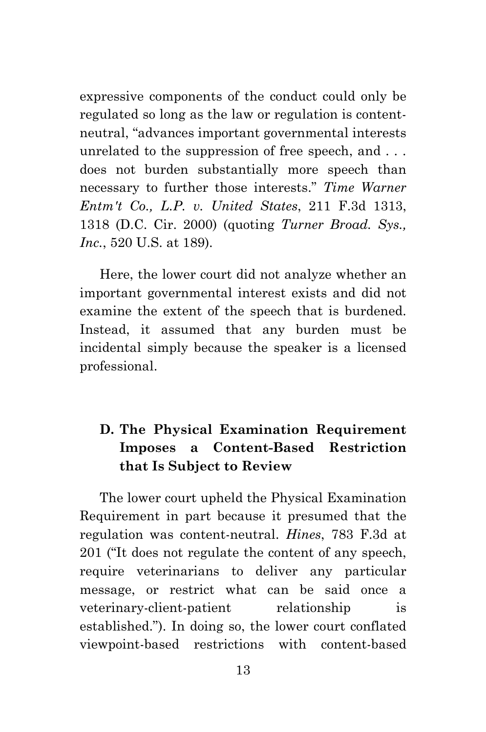expressive components of the conduct could only be regulated so long as the law or regulation is content-neutral, "advances important governmental interests unrelated to the suppression of free speech, and . . . does not burden substantially more speech than necessary to further those interests." *Time Warner Entm't Co., L.P. v. United States*, 211 F.3d 1313, 1318 (D.C. Cir. 2000) (quoting *Turner Broad. Sys., Inc.*, 520 U.S. at 189).

Here, the lower court did not analyze whether an important governmental interest exists and did not examine the extent of the speech that is burdened. Instead, it assumed that any burden must be incidental simply because the speaker is a licensed professional.

### D. The Physical Examination Requirement Imposes a Content-Based Restriction that Is Subject to Review

The lower court upheld the Physical Examination Requirement in part because it presumed that the regulation was content-neutral. *Hines*, 783 F.3d at 201 ("It does not regulate the content of any speech, require veterinarians to deliver any particular message, or restrict what can be said once a veterinary-client-patient relationship is established."). In doing so, the lower court conflated viewpoint-based restrictions with content-based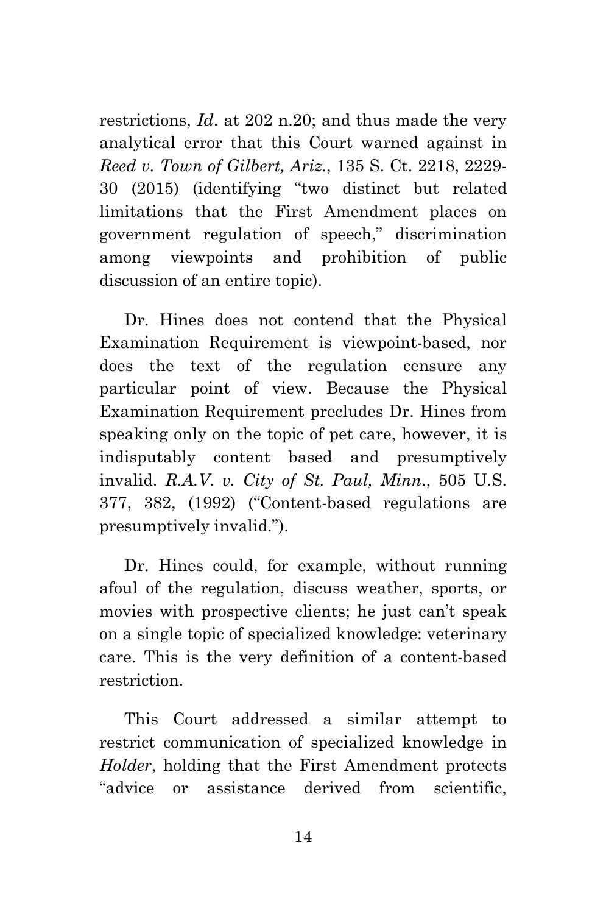restrictions, *Id*. at 202 n.20; and thus made the very analytical error that this Court warned against in *Reed v. Town of Gilbert, Ariz.*, 135 S. Ct. 2218, 2229-30 (2015) (identifying "two distinct but related limitations that the First Amendment places on government regulation of speech," discrimination among viewpoints and prohibition of public discussion of an entire topic).

Dr. Hines does not contend that the Physical Examination Requirement is viewpoint-based, nor does the text of the regulation censure any particular point of view. Because the Physical Examination Requirement precludes Dr. Hines from speaking only on the topic of pet care, however, it is indisputably content based and presumptively invalid. *R.A.V. v. City of St. Paul, Minn*., 505 U.S. 377, 382, (1992) ("Content-based regulations are presumptively invalid.").

Dr. Hines could, for example, without running afoul of the regulation, discuss weather, sports, or movies with prospective clients; he just can't speak on a single topic of specialized knowledge: veterinary care. This is the very definition of a content-based restriction.

This Court addressed a similar attempt to restrict communication of specialized knowledge in *Holder*, holding that the First Amendment protects "advice or assistance derived from scientific,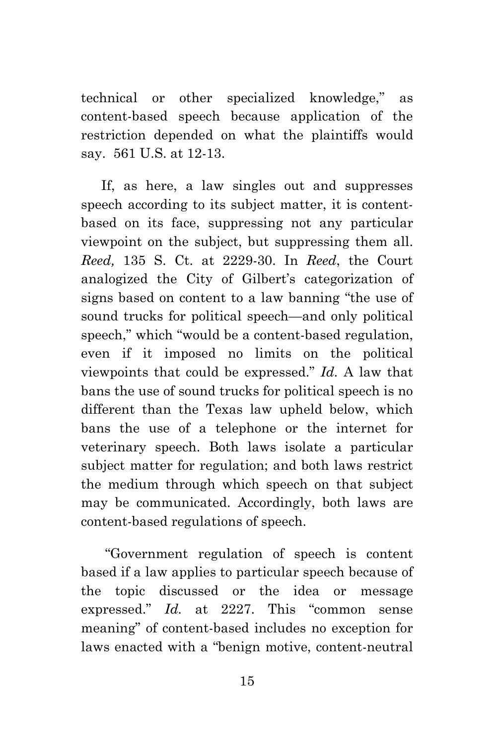technical or other specialized knowledge," as content-based speech because application of the restriction depended on what the plaintiffs would say. 561 U.S. at 12-13.

If, as here, a law singles out and suppresses speech according to its subject matter, it is content-based on its face, suppressing not any particular viewpoint on the subject, but suppressing them all. *Reed,* 135 S. Ct. at 2229-30. In *Reed*, the Court analogized the City of Gilbert's categorization of signs based on content to a law banning "the use of sound trucks for political speech—and only political speech," which "would be a content-based regulation, even if it imposed no limits on the political viewpoints that could be expressed." *Id.* A law that bans the use of sound trucks for political speech is no different than the Texas law upheld below, which bans the use of a telephone or the internet for veterinary speech. Both laws isolate a particular subject matter for regulation; and both laws restrict the medium through which speech on that subject may be communicated. Accordingly, both laws are content-based regulations of speech.

"Government regulation of speech is content based if a law applies to particular speech because of the topic discussed or the idea or message expressed." *Id.* at 2227. This "common sense meaning" of content-based includes no exception for laws enacted with a "benign motive, content-neutral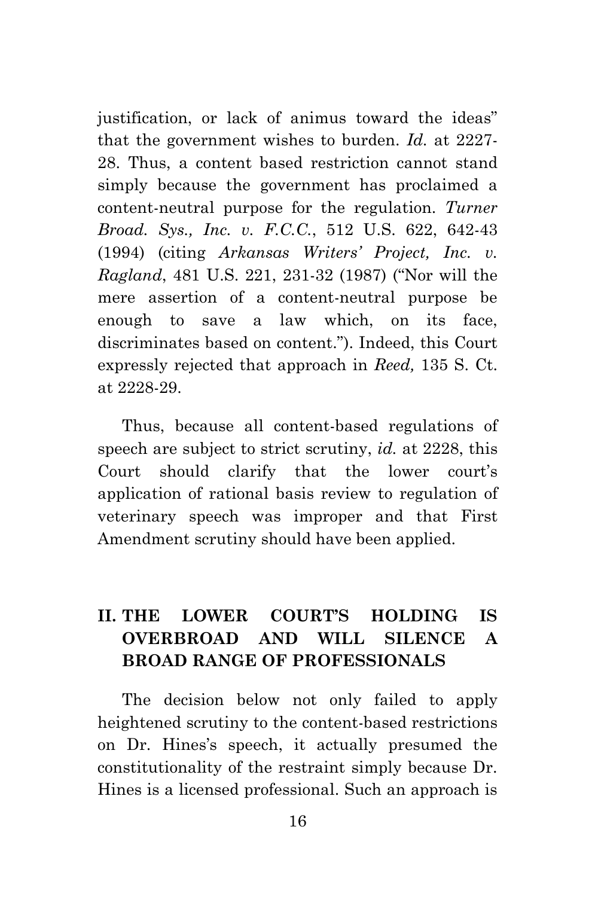justification, or lack of animus toward the ideas" that the government wishes to burden. *Id.* at 2227-28. Thus, a content based restriction cannot stand simply because the government has proclaimed a content-neutral purpose for the regulation. *Turner Broad. Sys., Inc. v. F.C.C.*, 512 U.S. 622, 642-43 (1994) (citing *Arkansas Writers' Project, Inc. v. Ragland*, 481 U.S. 221, 231-32 (1987) ("Nor will the mere assertion of a content-neutral purpose be enough to save a law which, on its face, discriminates based on content."). Indeed, this Court expressly rejected that approach in *Reed,* 135 S. Ct. at 2228-29.

Thus, because all content-based regulations of speech are subject to strict scrutiny, *id.* at 2228, this Court should clarify that the lower court's application of rational basis review to regulation of veterinary speech was improper and that First Amendment scrutiny should have been applied.

## II. THE LOWER COURT'S HOLDING IS OVERBROAD AND WILL SILENCE A BROAD RANGE OF PROFESSIONALS

The decision below not only failed to apply heightened scrutiny to the content-based restrictions on Dr. Hines's speech, it actually presumed the constitutionality of the restraint simply because Dr. Hines is a licensed professional. Such an approach is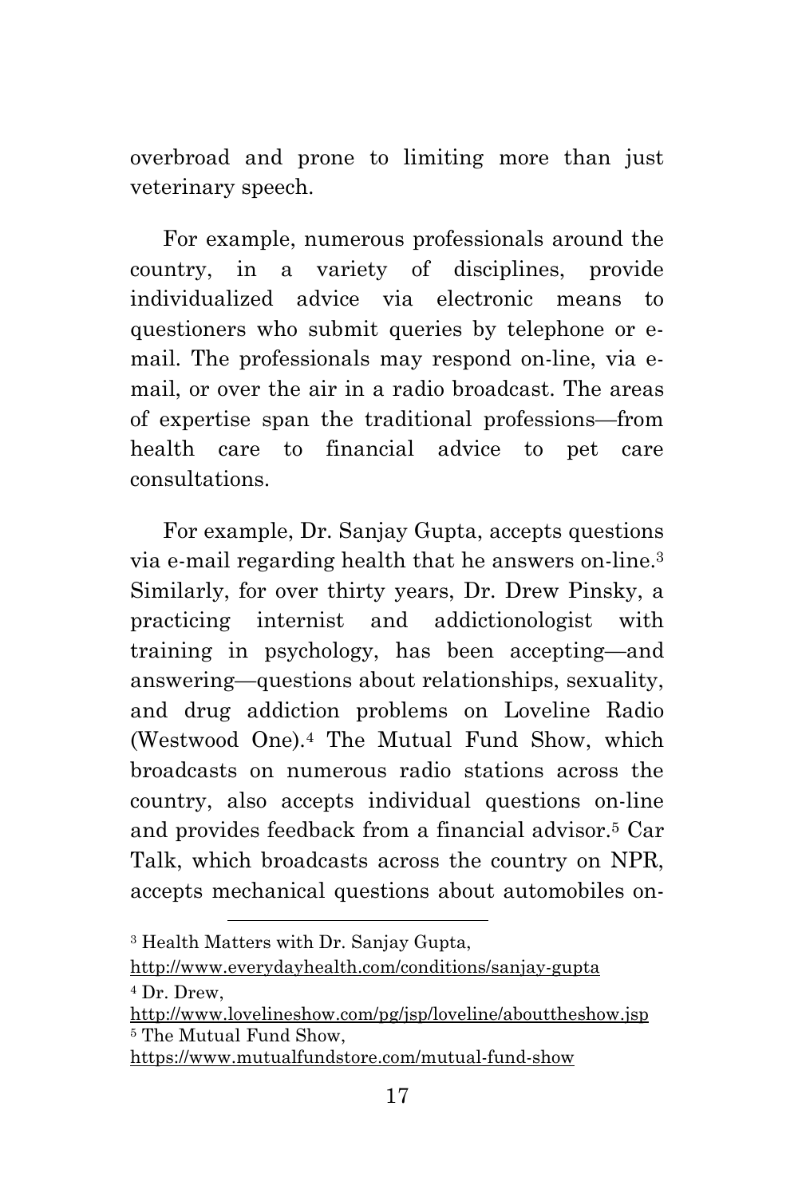overbroad and prone to limiting more than just veterinary speech.

For example, numerous professionals around the country, in a variety of disciplines, provide individualized advice via electronic means to questioners who submit queries by telephone or e-mail. The professionals may respond on-line, via e-mail, or over the air in a radio broadcast. The areas of expertise span the traditional professions—from health care to financial advice to pet care consultations.

For example, Dr. Sanjay Gupta, accepts questions via e-mail regarding health that he answers on-line.[3] Similarly, for over thirty years, Dr. Drew Pinsky, a practicing internist and addictionologist with training in psychology, has been accepting—and answering—questions about relationships, sexuality, and drug addiction problems on Loveline Radio (Westwood One).[4] The Mutual Fund Show, which broadcasts on numerous radio stations across the country, also accepts individual questions on-line and provides feedback from a financial advisor.[5] Car Talk, which broadcasts across the country on NPR, accepts mechanical questions about automobiles on-

---

[3] Health Matters with Dr. Sanjay Gupta, http://www.everydayhealth.com/conditions/sanjay-gupta

[4] Dr. Drew, http://www.lovelineshow.com/pg/jsp/loveline/abouttheshow.jsp

[5] The Mutual Fund Show, https://www.mutualfundstore.com/mutual-fund-show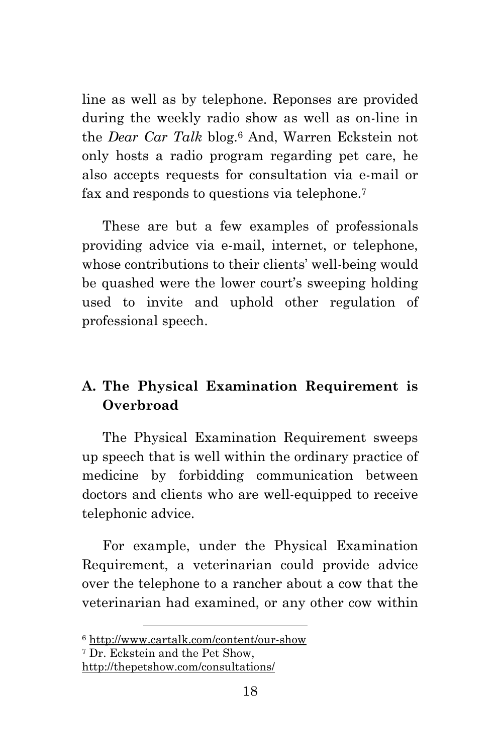line as well as by telephone. Reponses are provided during the weekly radio show as well as on-line in the *Dear Car Talk* blog.[6] And, Warren Eckstein not only hosts a radio program regarding pet care, he also accepts requests for consultation via e-mail or fax and responds to questions via telephone.[7]

These are but a few examples of professionals providing advice via e-mail, internet, or telephone, whose contributions to their clients' well-being would be quashed were the lower court's sweeping holding used to invite and uphold other regulation of professional speech.

### A. The Physical Examination Requirement is Overbroad

The Physical Examination Requirement sweeps up speech that is well within the ordinary practice of medicine by forbidding communication between doctors and clients who are well-equipped to receive telephonic advice.

For example, under the Physical Examination Requirement, a veterinarian could provide advice over the telephone to a rancher about a cow that the veterinarian had examined, or any other cow within

---

[6] http://www.cartalk.com/content/our-show

[7] Dr. Eckstein and the Pet Show, http://thepetshow.com/consultations/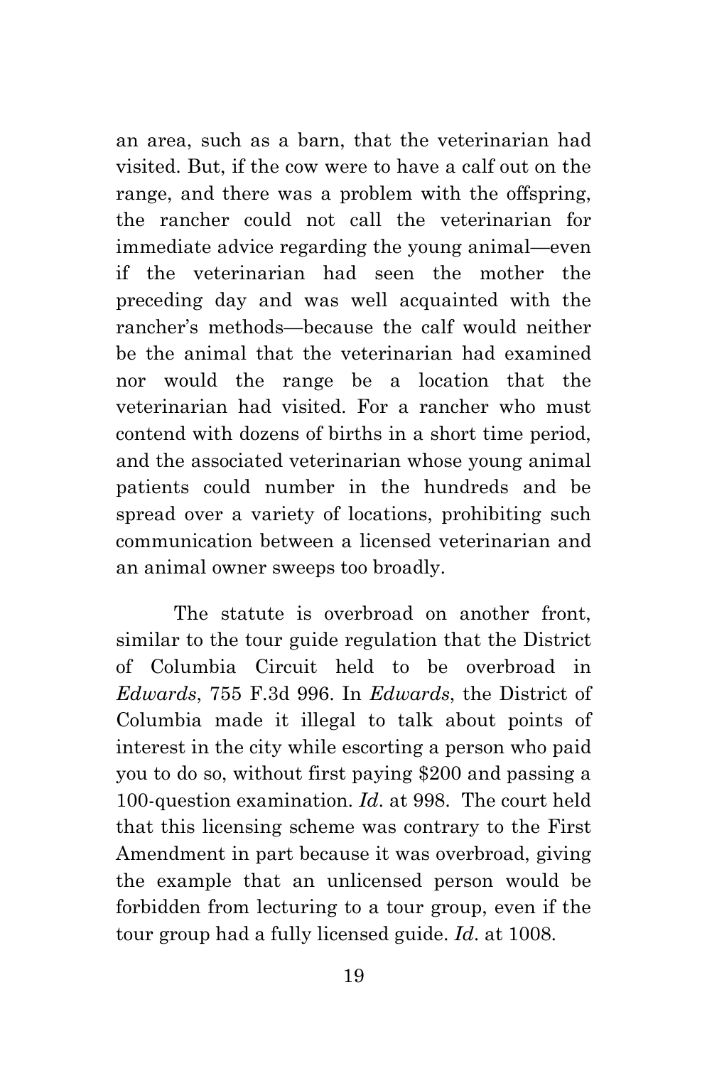an area, such as a barn, that the veterinarian had visited. But, if the cow were to have a calf out on the range, and there was a problem with the offspring, the rancher could not call the veterinarian for immediate advice regarding the young animal—even if the veterinarian had seen the mother the preceding day and was well acquainted with the rancher's methods—because the calf would neither be the animal that the veterinarian had examined nor would the range be a location that the veterinarian had visited. For a rancher who must contend with dozens of births in a short time period, and the associated veterinarian whose young animal patients could number in the hundreds and be spread over a variety of locations, prohibiting such communication between a licensed veterinarian and an animal owner sweeps too broadly.

The statute is overbroad on another front, similar to the tour guide regulation that the District of Columbia Circuit held to be overbroad in *Edwards*, 755 F.3d 996. In *Edwards*, the District of Columbia made it illegal to talk about points of interest in the city while escorting a person who paid you to do so, without first paying $200 and passing a 100-question examination. *Id*. at 998. The court held that this licensing scheme was contrary to the First Amendment in part because it was overbroad, giving the example that an unlicensed person would be forbidden from lecturing to a tour group, even if the tour group had a fully licensed guide. *Id*. at 1008.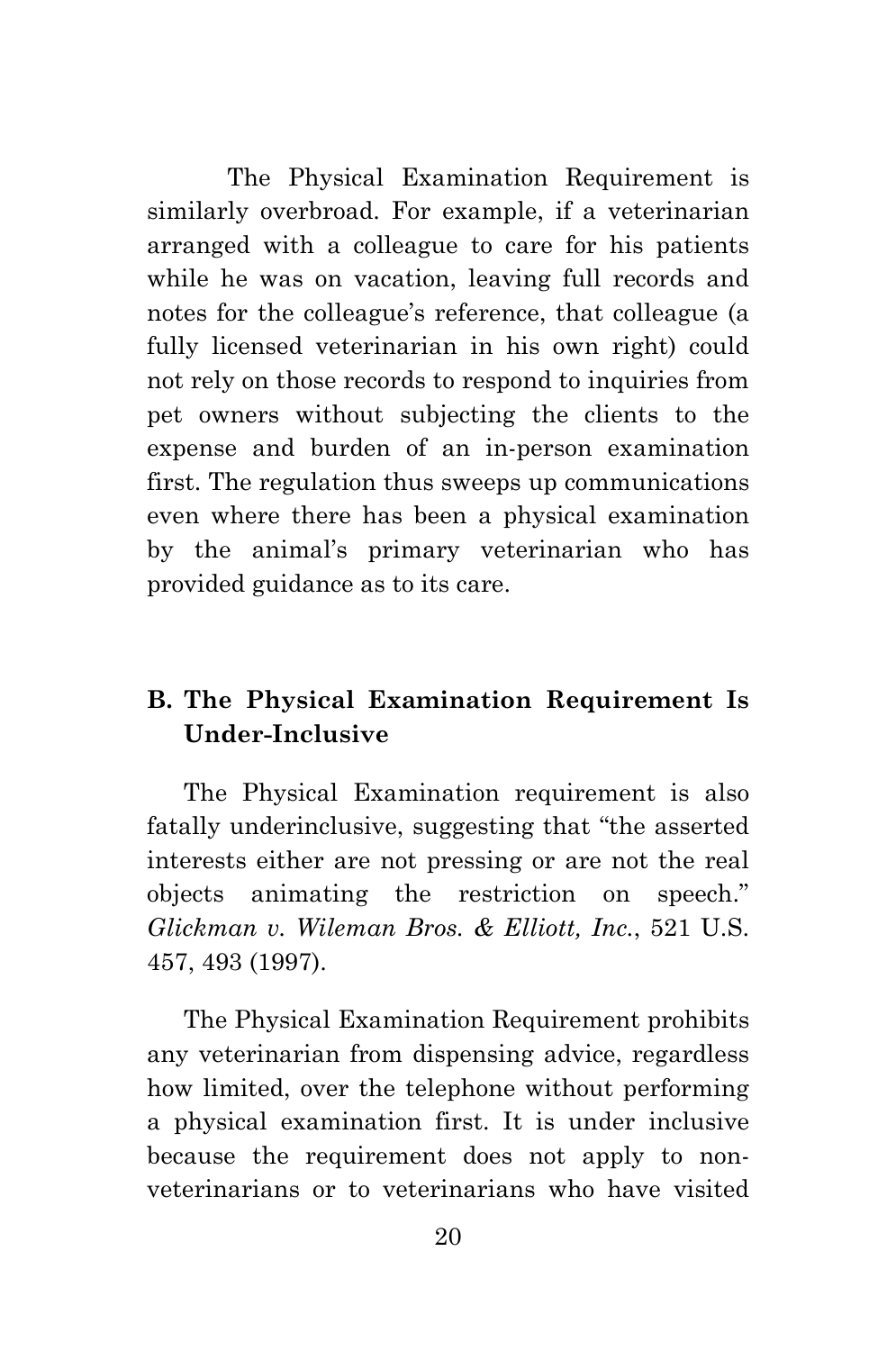The Physical Examination Requirement is similarly overbroad. For example, if a veterinarian arranged with a colleague to care for his patients while he was on vacation, leaving full records and notes for the colleague's reference, that colleague (a fully licensed veterinarian in his own right) could not rely on those records to respond to inquiries from pet owners without subjecting the clients to the expense and burden of an in-person examination first. The regulation thus sweeps up communications even where there has been a physical examination by the animal's primary veterinarian who has provided guidance as to its care.

### B. The Physical Examination Requirement Is Under-Inclusive

The Physical Examination requirement is also fatally underinclusive, suggesting that "the asserted interests either are not pressing or are not the real objects animating the restriction on speech." *Glickman v. Wileman Bros. & Elliott, Inc.*, 521 U.S. 457, 493 (1997).

The Physical Examination Requirement prohibits any veterinarian from dispensing advice, regardless how limited, over the telephone without performing a physical examination first. It is under inclusive because the requirement does not apply to non-veterinarians or to veterinarians who have visited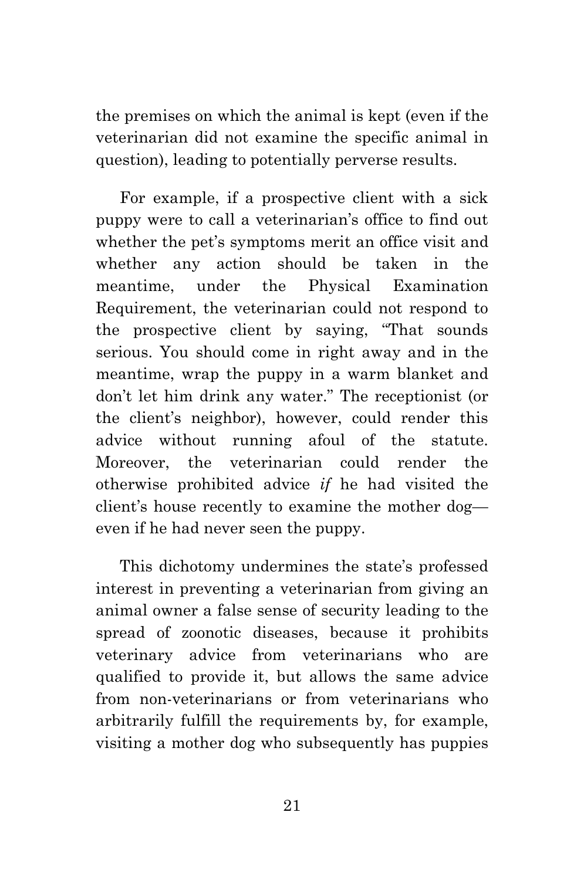the premises on which the animal is kept (even if the veterinarian did not examine the specific animal in question), leading to potentially perverse results.

For example, if a prospective client with a sick puppy were to call a veterinarian's office to find out whether the pet's symptoms merit an office visit and whether any action should be taken in the meantime, under the Physical Examination Requirement, the veterinarian could not respond to the prospective client by saying, "That sounds serious. You should come in right away and in the meantime, wrap the puppy in a warm blanket and don't let him drink any water." The receptionist (or the client's neighbor), however, could render this advice without running afoul of the statute. Moreover, the veterinarian could render the otherwise prohibited advice *if* he had visited the client's house recently to examine the mother dog—even if he had never seen the puppy.

This dichotomy undermines the state's professed interest in preventing a veterinarian from giving an animal owner a false sense of security leading to the spread of zoonotic diseases, because it prohibits veterinary advice from veterinarians who are qualified to provide it, but allows the same advice from non-veterinarians or from veterinarians who arbitrarily fulfill the requirements by, for example, visiting a mother dog who subsequently has puppies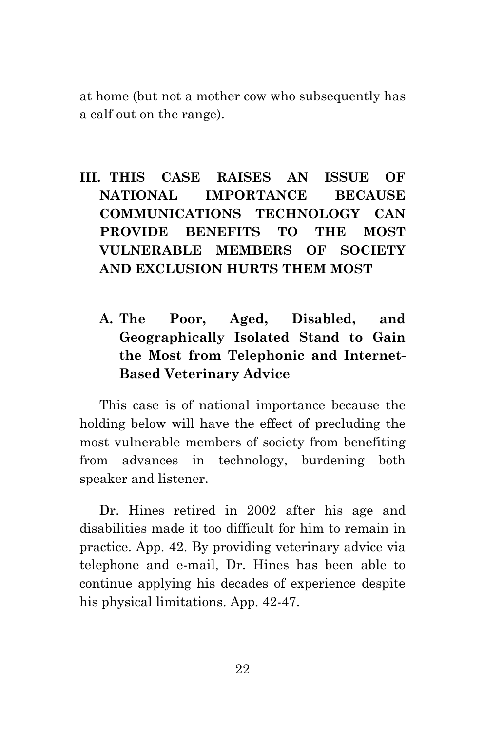at home (but not a mother cow who subsequently has a calf out on the range).

## III. THIS CASE RAISES AN ISSUE OF NATIONAL IMPORTANCE BECAUSE COMMUNICATIONS TECHNOLOGY CAN PROVIDE BENEFITS TO THE MOST VULNERABLE MEMBERS OF SOCIETY AND EXCLUSION HURTS THEM MOST

### A. The Poor, Aged, Disabled, and Geographically Isolated Stand to Gain the Most from Telephonic and Internet-Based Veterinary Advice

This case is of national importance because the holding below will have the effect of precluding the most vulnerable members of society from benefiting from advances in technology, burdening both speaker and listener.

Dr. Hines retired in 2002 after his age and disabilities made it too difficult for him to remain in practice. App. 42. By providing veterinary advice via telephone and e-mail, Dr. Hines has been able to continue applying his decades of experience despite his physical limitations. App. 42-47.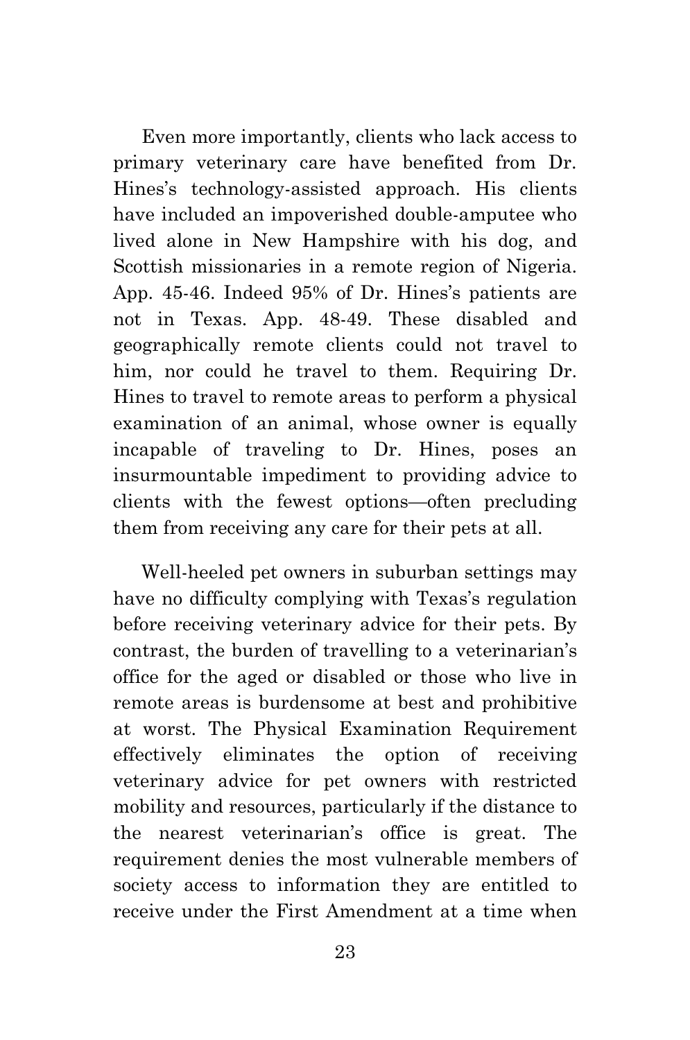Even more importantly, clients who lack access to primary veterinary care have benefited from Dr. Hines's technology-assisted approach. His clients have included an impoverished double-amputee who lived alone in New Hampshire with his dog, and Scottish missionaries in a remote region of Nigeria. App. 45-46. Indeed 95% of Dr. Hines's patients are not in Texas. App. 48-49. These disabled and geographically remote clients could not travel to him, nor could he travel to them. Requiring Dr. Hines to travel to remote areas to perform a physical examination of an animal, whose owner is equally incapable of traveling to Dr. Hines, poses an insurmountable impediment to providing advice to clients with the fewest options—often precluding them from receiving any care for their pets at all.

Well-heeled pet owners in suburban settings may have no difficulty complying with Texas's regulation before receiving veterinary advice for their pets. By contrast, the burden of travelling to a veterinarian's office for the aged or disabled or those who live in remote areas is burdensome at best and prohibitive at worst. The Physical Examination Requirement effectively eliminates the option of receiving veterinary advice for pet owners with restricted mobility and resources, particularly if the distance to the nearest veterinarian's office is great. The requirement denies the most vulnerable members of society access to information they are entitled to receive under the First Amendment at a time when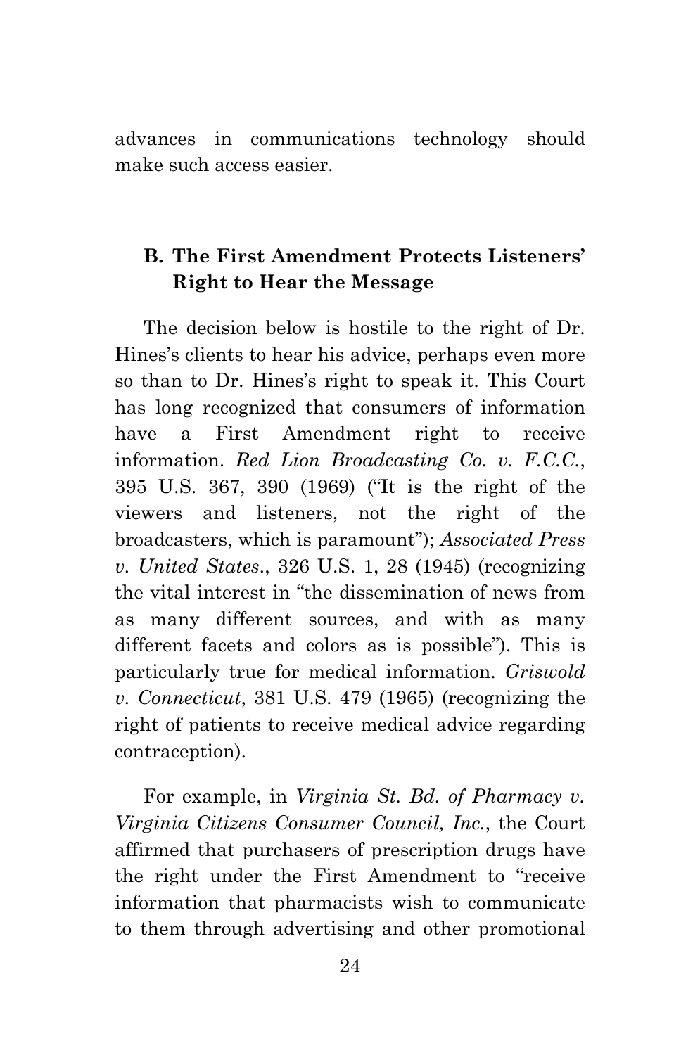advances in communications technology should make such access easier.

### B. The First Amendment Protects Listeners' Right to Hear the Message

The decision below is hostile to the right of Dr. Hines's clients to hear his advice, perhaps even more so than to Dr. Hines's right to speak it. This Court has long recognized that consumers of information have a First Amendment right to receive information. *Red Lion Broadcasting Co. v. F.C.C.*, 395 U.S. 367, 390 (1969) ("It is the right of the viewers and listeners, not the right of the broadcasters, which is paramount"); *Associated Press v. United States*., 326 U.S. 1, 28 (1945) (recognizing the vital interest in "the dissemination of news from as many different sources, and with as many different facets and colors as is possible"). This is particularly true for medical information. *Griswold v. Connecticut*, 381 U.S. 479 (1965) (recognizing the right of patients to receive medical advice regarding contraception).

For example, in *Virginia St. Bd. of Pharmacy v. Virginia Citizens Consumer Council, Inc.*, the Court affirmed that purchasers of prescription drugs have the right under the First Amendment to "receive information that pharmacists wish to communicate to them through advertising and other promotional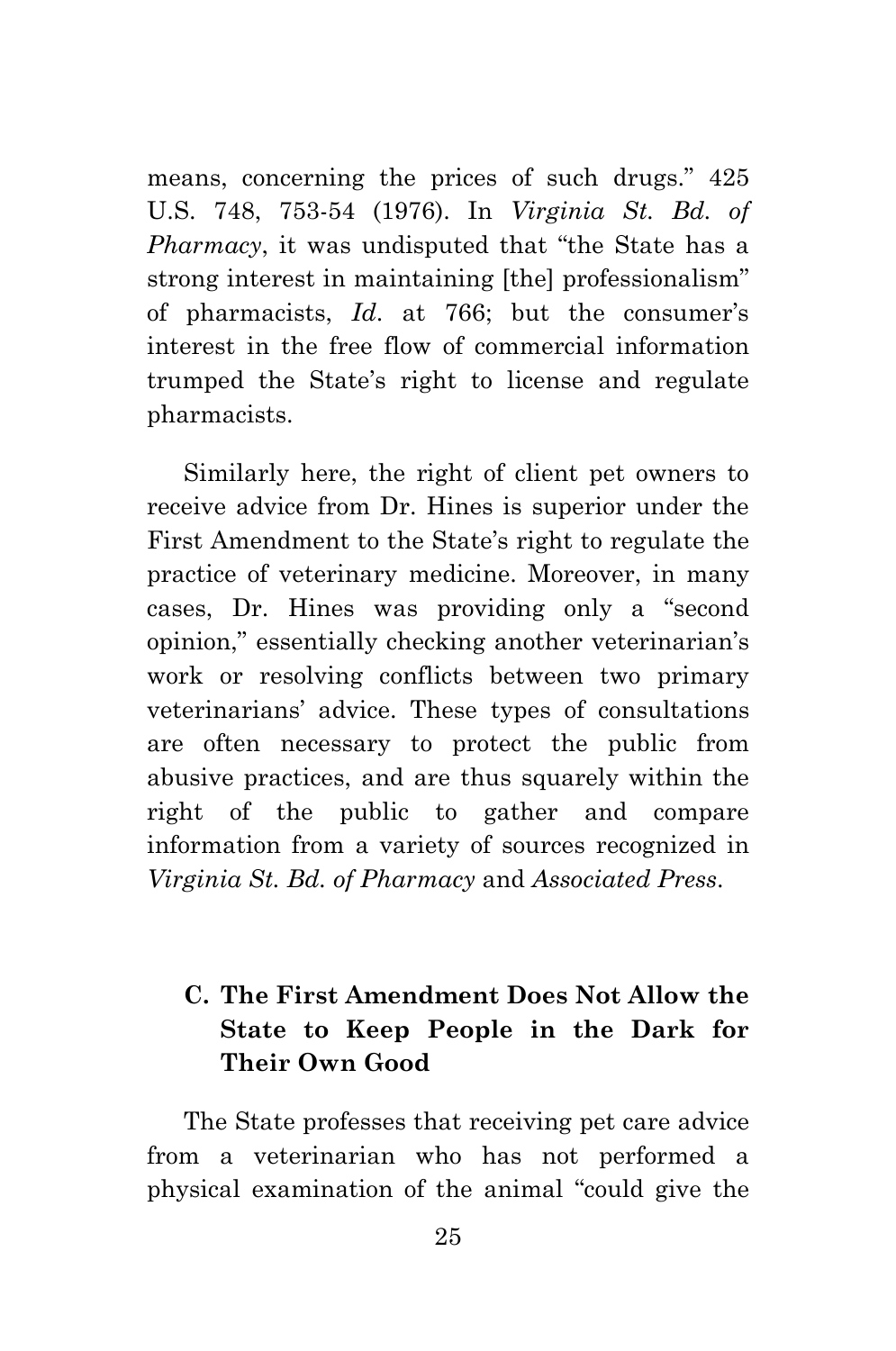means, concerning the prices of such drugs." 425 U.S. 748, 753-54 (1976). In *Virginia St. Bd. of Pharmacy*, it was undisputed that "the State has a strong interest in maintaining [the] professionalism" of pharmacists, *Id*. at 766; but the consumer's interest in the free flow of commercial information trumped the State's right to license and regulate pharmacists.

Similarly here, the right of client pet owners to receive advice from Dr. Hines is superior under the First Amendment to the State's right to regulate the practice of veterinary medicine. Moreover, in many cases, Dr. Hines was providing only a "second opinion," essentially checking another veterinarian's work or resolving conflicts between two primary veterinarians' advice. These types of consultations are often necessary to protect the public from abusive practices, and are thus squarely within the right of the public to gather and compare information from a variety of sources recognized in *Virginia St. Bd. of Pharmacy* and *Associated Press*.

### C. The First Amendment Does Not Allow the State to Keep People in the Dark for Their Own Good

The State professes that receiving pet care advice from a veterinarian who has not performed a physical examination of the animal "could give the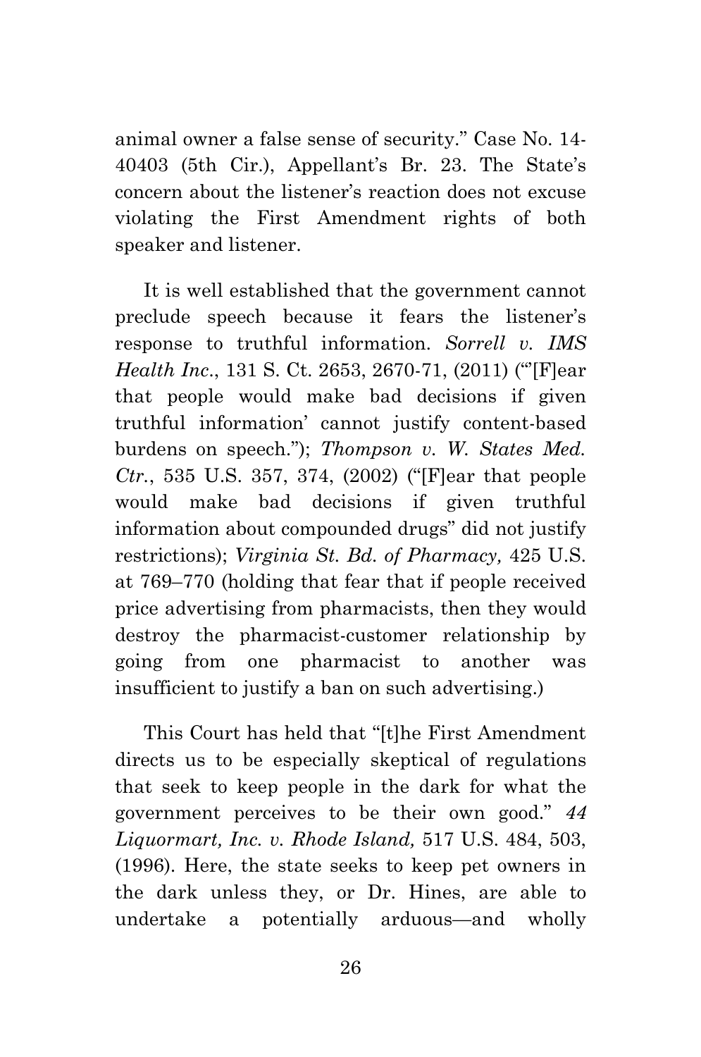animal owner a false sense of security." Case No. 14-40403 (5th Cir.), Appellant's Br. 23. The State's concern about the listener's reaction does not excuse violating the First Amendment rights of both speaker and listener.

It is well established that the government cannot preclude speech because it fears the listener's response to truthful information. *Sorrell v. IMS Health Inc*., 131 S. Ct. 2653, 2670-71, (2011) ("'[F]ear that people would make bad decisions if given truthful information' cannot justify content-based burdens on speech."); *Thompson v. W. States Med. Ctr.*, 535 U.S. 357, 374, (2002) ("[F]ear that people would make bad decisions if given truthful information about compounded drugs" did not justify restrictions); *Virginia St. Bd. of Pharmacy,* 425 U.S. at 769–770 (holding that fear that if people received price advertising from pharmacists, then they would destroy the pharmacist-customer relationship by going from one pharmacist to another was insufficient to justify a ban on such advertising.)

This Court has held that "[t]he First Amendment directs us to be especially skeptical of regulations that seek to keep people in the dark for what the government perceives to be their own good." *44 Liquormart, Inc. v. Rhode Island,* 517 U.S. 484, 503, (1996). Here, the state seeks to keep pet owners in the dark unless they, or Dr. Hines, are able to undertake a potentially arduous—and wholly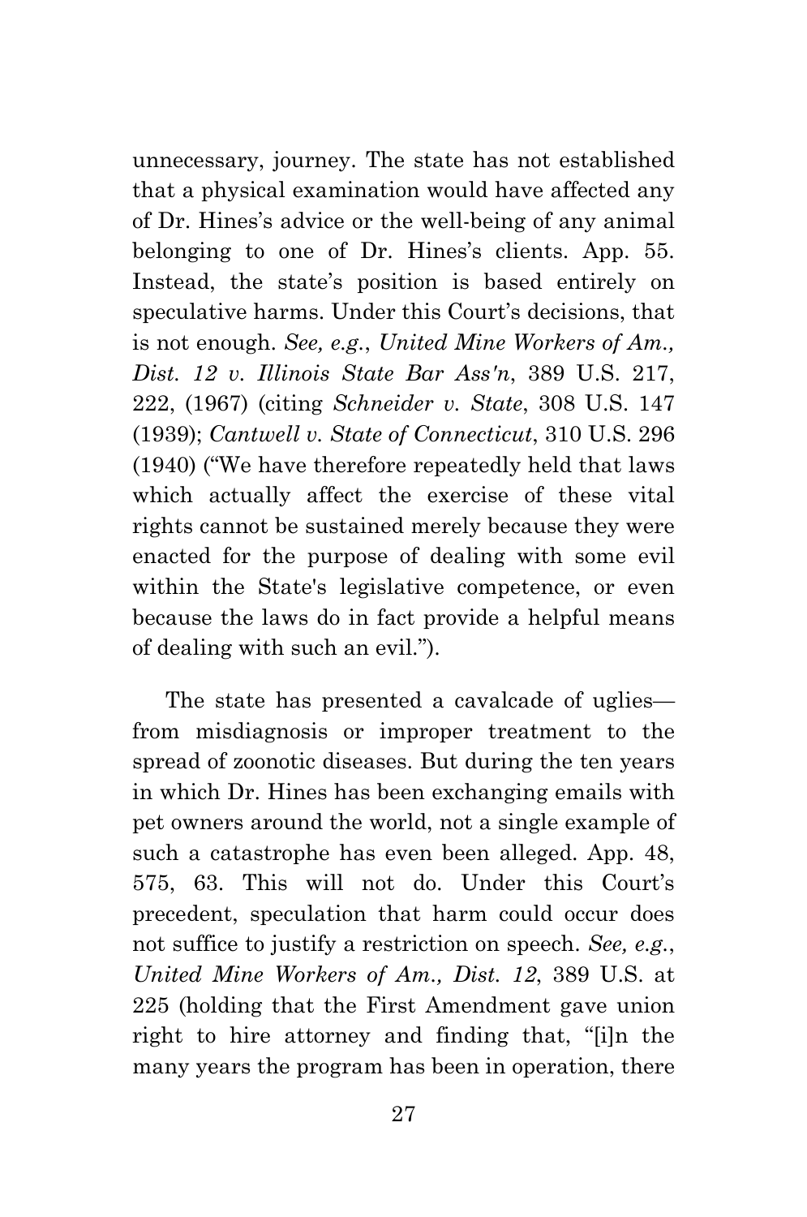unnecessary, journey. The state has not established that a physical examination would have affected any of Dr. Hines's advice or the well-being of any animal belonging to one of Dr. Hines's clients. App. 55. Instead, the state's position is based entirely on speculative harms. Under this Court's decisions, that is not enough. *See, e.g.*, *United Mine Workers of Am., Dist. 12 v. Illinois State Bar Ass'n*, 389 U.S. 217, 222, (1967) (citing *Schneider v. State*, 308 U.S. 147 (1939); *Cantwell v. State of Connecticut*, 310 U.S. 296 (1940) ("We have therefore repeatedly held that laws which actually affect the exercise of these vital rights cannot be sustained merely because they were enacted for the purpose of dealing with some evil within the State's legislative competence, or even because the laws do in fact provide a helpful means of dealing with such an evil.").

The state has presented a cavalcade of uglies—from misdiagnosis or improper treatment to the spread of zoonotic diseases. But during the ten years in which Dr. Hines has been exchanging emails with pet owners around the world, not a single example of such a catastrophe has even been alleged. App. 48, 575, 63. This will not do. Under this Court's precedent, speculation that harm could occur does not suffice to justify a restriction on speech. *See, e.g.*, *United Mine Workers of Am., Dist. 12*, 389 U.S. at 225 (holding that the First Amendment gave union right to hire attorney and finding that, "[i]n the many years the program has been in operation, there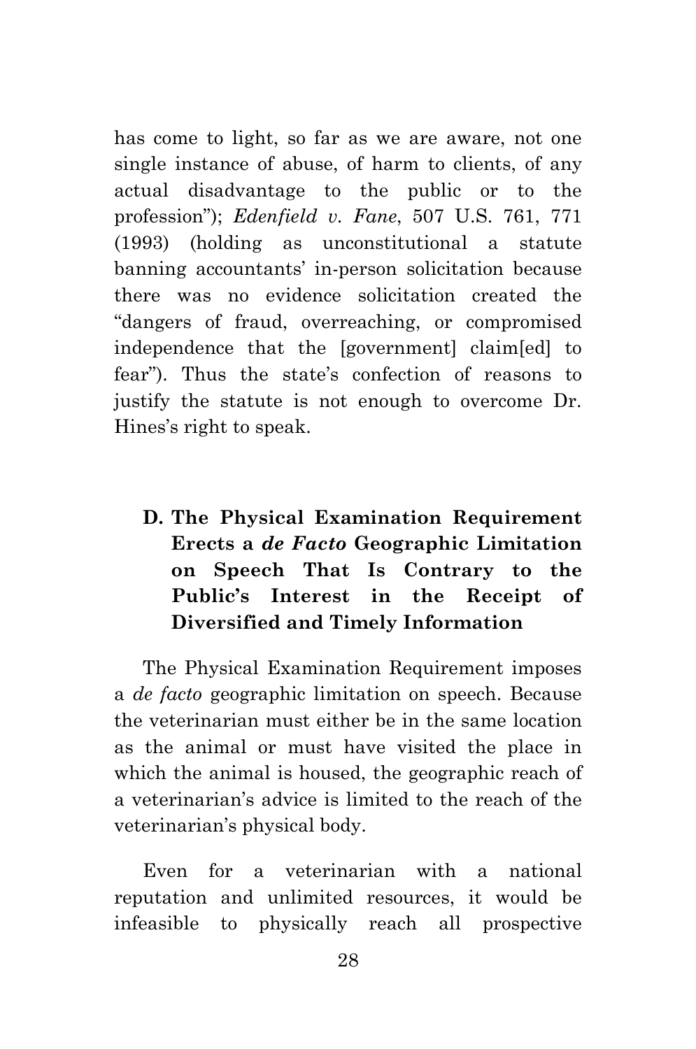has come to light, so far as we are aware, not one single instance of abuse, of harm to clients, of any actual disadvantage to the public or to the profession"); *Edenfield v. Fane*, 507 U.S. 761, 771 (1993) (holding as unconstitutional a statute banning accountants' in-person solicitation because there was no evidence solicitation created the "dangers of fraud, overreaching, or compromised independence that the [government] claim[ed] to fear"). Thus the state's confection of reasons to justify the statute is not enough to overcome Dr. Hines's right to speak.

### D. The Physical Examination Requirement Erects a *de Facto* Geographic Limitation on Speech That Is Contrary to the Public's Interest in the Receipt of Diversified and Timely Information

The Physical Examination Requirement imposes a *de facto* geographic limitation on speech. Because the veterinarian must either be in the same location as the animal or must have visited the place in which the animal is housed, the geographic reach of a veterinarian's advice is limited to the reach of the veterinarian's physical body.

Even for a veterinarian with a national reputation and unlimited resources, it would be infeasible to physically reach all prospective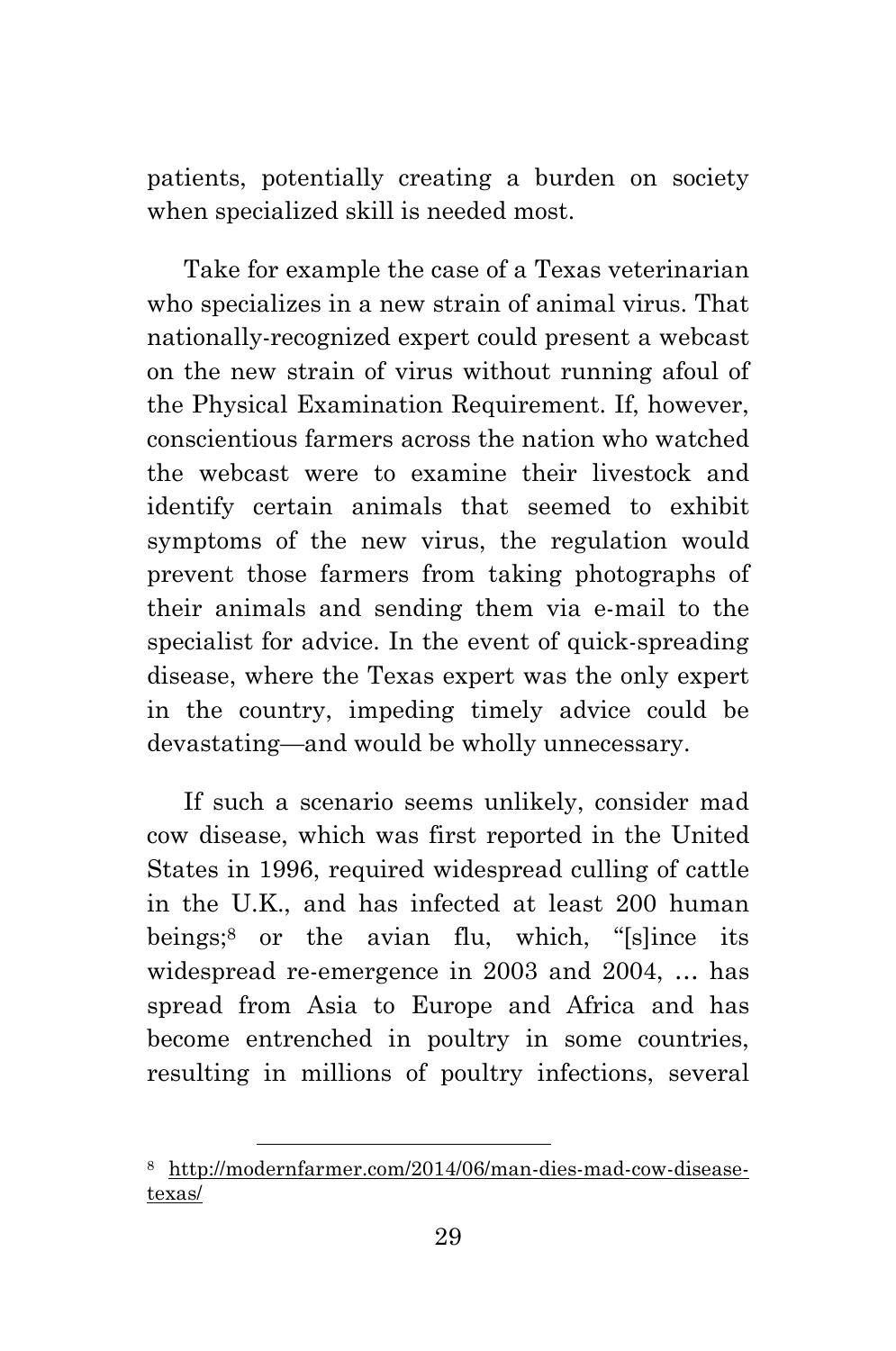patients, potentially creating a burden on society when specialized skill is needed most.

Take for example the case of a Texas veterinarian who specializes in a new strain of animal virus. That nationally-recognized expert could present a webcast on the new strain of virus without running afoul of the Physical Examination Requirement. If, however, conscientious farmers across the nation who watched the webcast were to examine their livestock and identify certain animals that seemed to exhibit symptoms of the new virus, the regulation would prevent those farmers from taking photographs of their animals and sending them via e-mail to the specialist for advice. In the event of quick-spreading disease, where the Texas expert was the only expert in the country, impeding timely advice could be devastating—and would be wholly unnecessary.

If such a scenario seems unlikely, consider mad cow disease, which was first reported in the United States in 1996, required widespread culling of cattle in the U.K., and has infected at least 200 human beings;[8] or the avian flu, which, "[s]ince its widespread re-emergence in 2003 and 2004, … has spread from Asia to Europe and Africa and has become entrenched in poultry in some countries, resulting in millions of poultry infections, several

---

[8] http://modernfarmer.com/2014/06/man-dies-mad-cow-disease-texas/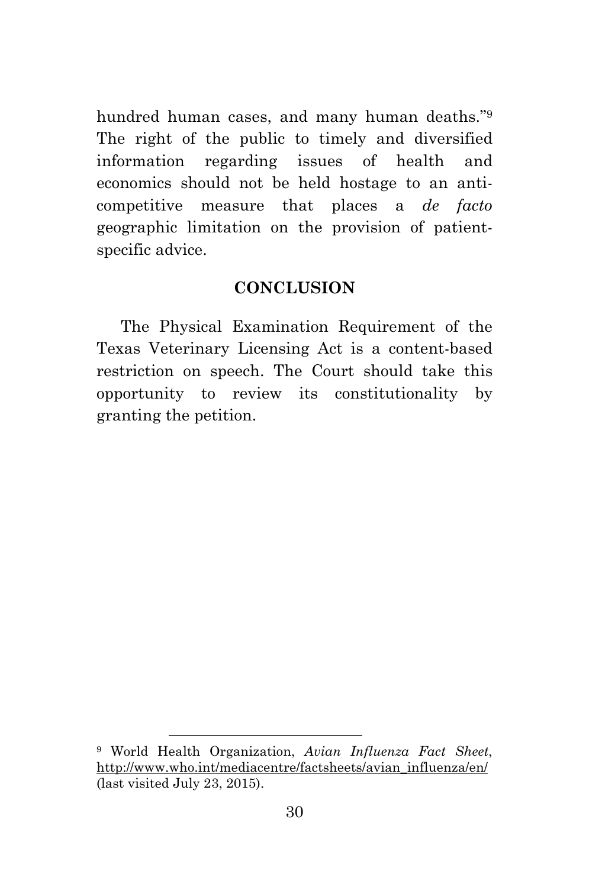hundred human cases, and many human deaths."[9] The right of the public to timely and diversified information regarding issues of health and economics should not be held hostage to an anti-competitive measure that places a *de facto* geographic limitation on the provision of patient-specific advice.

## CONCLUSION

The Physical Examination Requirement of the Texas Veterinary Licensing Act is a content-based restriction on speech. The Court should take this opportunity to review its constitutionality by granting the petition.

---

[9] World Health Organization, *Avian Influenza Fact Sheet*, http://www.who.int/mediacentre/factsheets/avian_influenza/en/ (last visited July 23, 2015).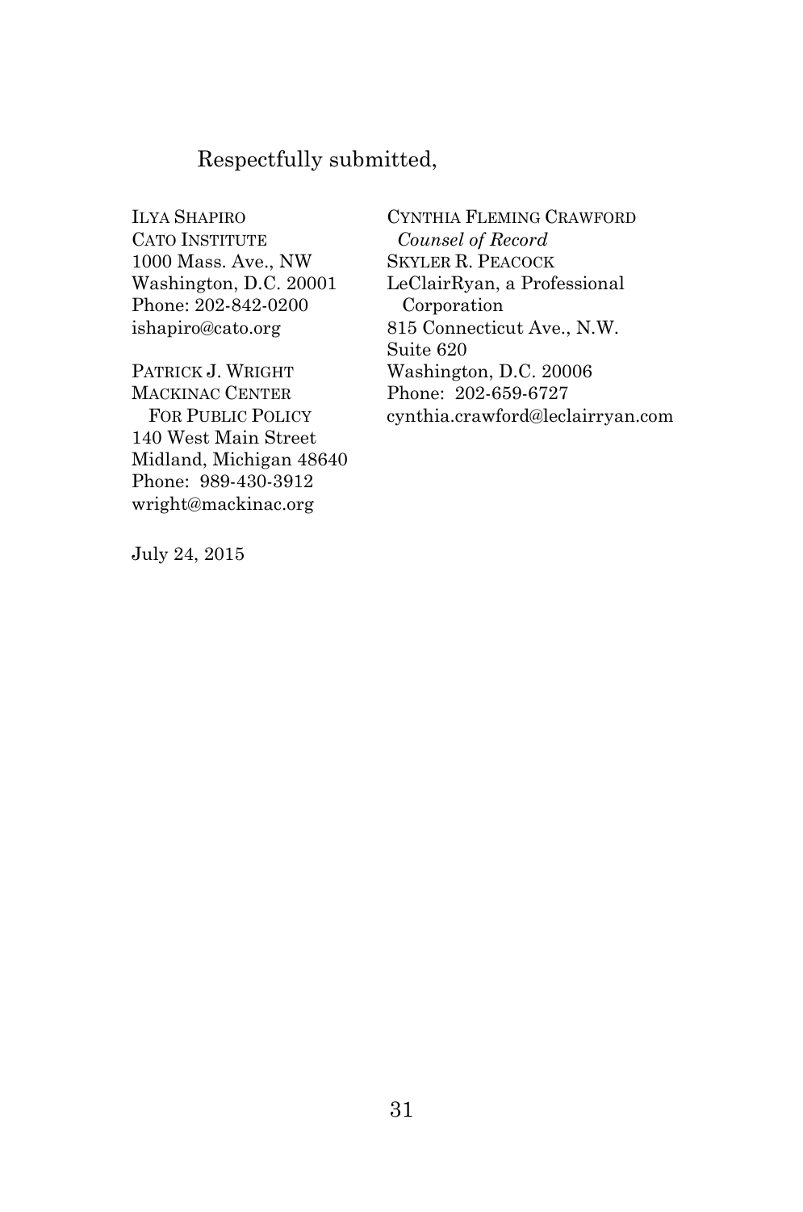Respectfully submitted,

ILYA SHAPIRO
CATO INSTITUTE
1000 Mass. Ave., NW
Washington, D.C. 20001
Phone: 202-842-0200
ishapiro@cato.org

PATRICK J. WRIGHT
MACKINAC CENTER
FOR PUBLIC POLICY
140 West Main Street
Midland, Michigan 48640
Phone: 989-430-3912
wright@mackinac.org

CYNTHIA FLEMING CRAWFORD
*Counsel of Record*
SKYLER R. PEACOCK
LeClairRyan, a Professional
Corporation
815 Connecticut Ave., N.W.
Suite 620
Washington, D.C. 20006
Phone: 202-659-6727
cynthia.crawford@leclairryan.com

July 24, 2015